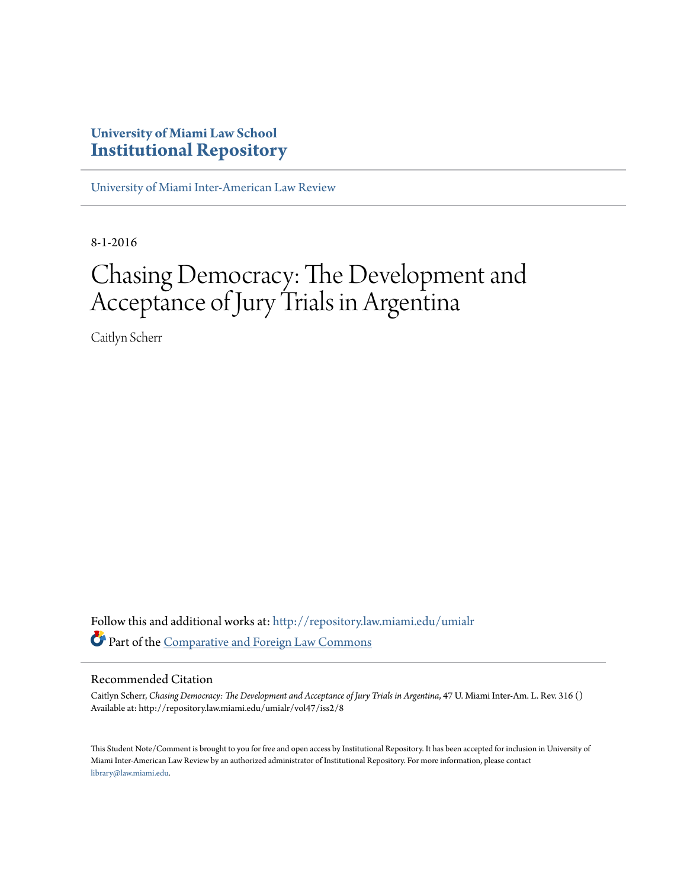University of Miami Law School
**Institutional Repository**

University of Miami Inter-American Law Review

8-1-2016

# Chasing Democracy: The Development and Acceptance of Jury Trials in Argentina

Caitlyn Scherr

Follow this and additional works at: http://repository.law.miami.edu/umialr

Part of the Comparative and Foreign Law Commons

## Recommended Citation

Caitlyn Scherr, *Chasing Democracy: The Development and Acceptance of Jury Trials in Argentina*, 47 U. Miami Inter-Am. L. Rev. 316 ()
Available at: http://repository.law.miami.edu/umialr/vol47/iss2/8

This Student Note/Comment is brought to you for free and open access by Institutional Repository. It has been accepted for inclusion in University of Miami Inter-American Law Review by an authorized administrator of Institutional Repository. For more information, please contact library@law.miami.edu.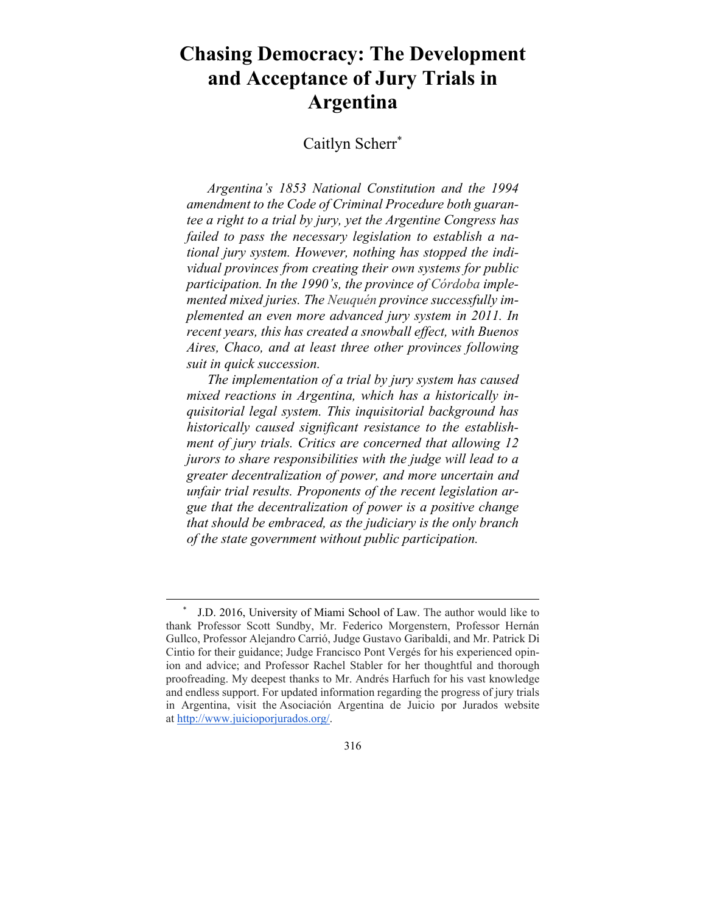# Chasing Democracy: The Development and Acceptance of Jury Trials in Argentina

Caitlyn Scherr[*]

*Argentina's 1853 National Constitution and the 1994 amendment to the Code of Criminal Procedure both guarantee a right to a trial by jury, yet the Argentine Congress has failed to pass the necessary legislation to establish a national jury system. However, nothing has stopped the individual provinces from creating their own systems for public participation. In the 1990's, the province of Córdoba implemented mixed juries. The Neuquén province successfully implemented an even more advanced jury system in 2011. In recent years, this has created a snowball effect, with Buenos Aires, Chaco, and at least three other provinces following suit in quick succession.*

*The implementation of a trial by jury system has caused mixed reactions in Argentina, which has a historically inquisitorial legal system. This inquisitorial background has historically caused significant resistance to the establishment of jury trials. Critics are concerned that allowing 12 jurors to share responsibilities with the judge will lead to a greater decentralization of power, and more uncertain and unfair trial results. Proponents of the recent legislation argue that the decentralization of power is a positive change that should be embraced, as the judiciary is the only branch of the state government without public participation.*

---

[*] J.D. 2016, University of Miami School of Law. The author would like to thank Professor Scott Sundby, Mr. Federico Morgenstern, Professor Hernán Gullco, Professor Alejandro Carrió, Judge Gustavo Garibaldi, and Mr. Patrick Di Cintio for their guidance; Judge Francisco Pont Vergés for his experienced opinion and advice; and Professor Rachel Stabler for her thoughtful and thorough proofreading. My deepest thanks to Mr. Andrés Harfuch for his vast knowledge and endless support. For updated information regarding the progress of jury trials in Argentina, visit the Asociación Argentina de Juicio por Jurados website at http://www.juicioporjurados.org/.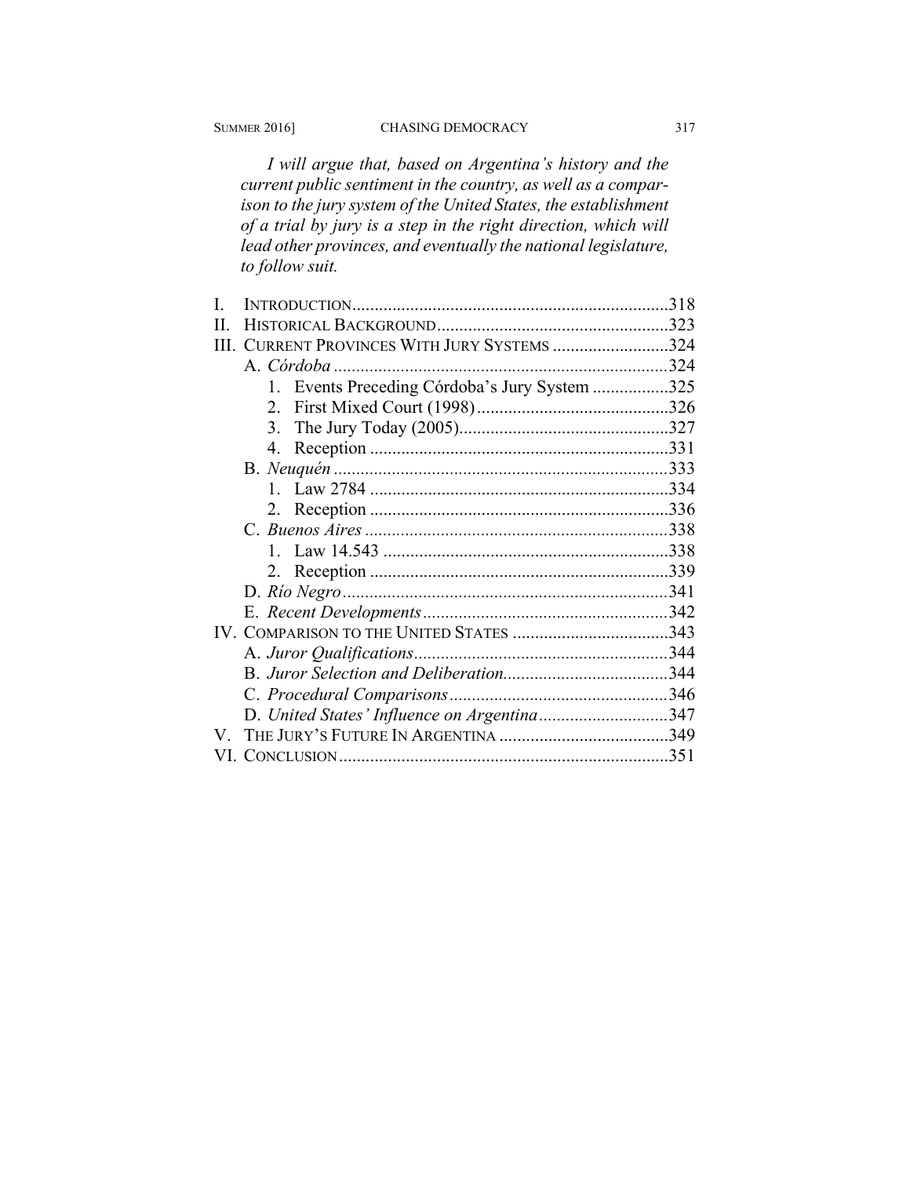*I will argue that, based on Argentina's history and the current public sentiment in the country, as well as a comparison to the jury system of the United States, the establishment of a trial by jury is a step in the right direction, which will lead other provinces, and eventually the national legislature, to follow suit.*

- I. INTRODUCTION .......................................................................318
- II. HISTORICAL BACKGROUND ....................................................323
- III. CURRENT PROVINCES WITH JURY SYSTEMS ..........................324
  - A. *Córdoba* ...........................................................................324
    - 1. Events Preceding Córdoba's Jury System .................325
    - 2. First Mixed Court (1998) ...........................................326
    - 3. The Jury Today (2005) ...............................................327
    - 4. Reception ...................................................................331
  - B. *Neuquén* ...........................................................................333
    - 1. Law 2784 ...................................................................334
    - 2. Reception ...................................................................336
  - C. *Buenos Aires* ....................................................................338
    - 1. Law 14.543 ................................................................338
    - 2. Reception ...................................................................339
  - D. *Río Negro* .........................................................................341
  - E. *Recent Developments* .......................................................342
- IV. COMPARISON TO THE UNITED STATES ...................................343
  - A. *Juror Qualifications* .........................................................344
  - B. *Juror Selection and Deliberation* .....................................344
  - C. *Procedural Comparisons* .................................................346
  - D. *United States' Influence on Argentina* .............................347
- V. THE JURY'S FUTURE IN ARGENTINA ......................................349
- VI. CONCLUSION .........................................................................351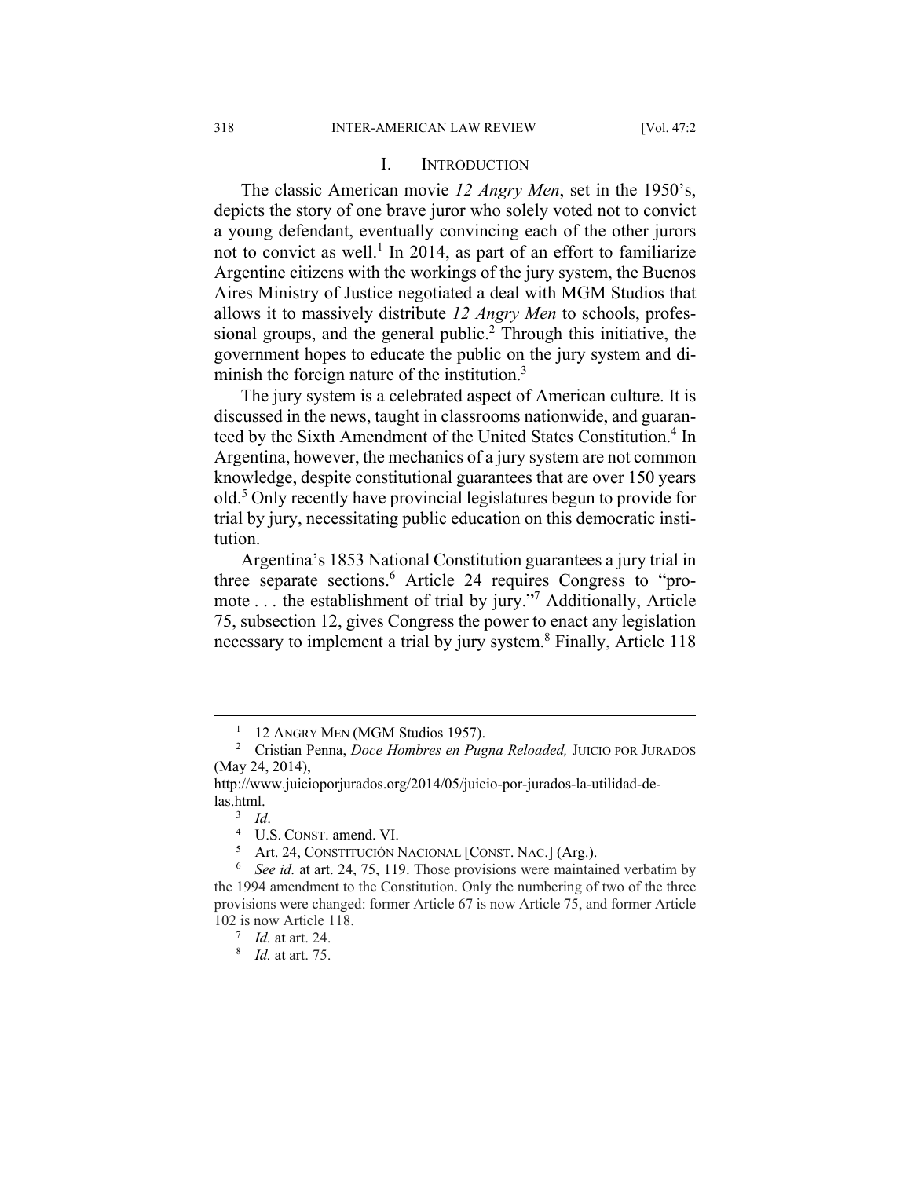## I. INTRODUCTION

The classic American movie *12 Angry Men*, set in the 1950's, depicts the story of one brave juror who solely voted not to convict a young defendant, eventually convincing each of the other jurors not to convict as well.[1] In 2014, as part of an effort to familiarize Argentine citizens with the workings of the jury system, the Buenos Aires Ministry of Justice negotiated a deal with MGM Studios that allows it to massively distribute *12 Angry Men* to schools, professional groups, and the general public.[2] Through this initiative, the government hopes to educate the public on the jury system and diminish the foreign nature of the institution.[3]

The jury system is a celebrated aspect of American culture. It is discussed in the news, taught in classrooms nationwide, and guaranteed by the Sixth Amendment of the United States Constitution.[4] In Argentina, however, the mechanics of a jury system are not common knowledge, despite constitutional guarantees that are over 150 years old.[5] Only recently have provincial legislatures begun to provide for trial by jury, necessitating public education on this democratic institution.

Argentina's 1853 National Constitution guarantees a jury trial in three separate sections.[6] Article 24 requires Congress to "promote . . . the establishment of trial by jury."[7] Additionally, Article 75, subsection 12, gives Congress the power to enact any legislation necessary to implement a trial by jury system.[8] Finally, Article 118

---

[1] 12 ANGRY MEN (MGM Studios 1957).

[2] Cristian Penna, *Doce Hombres en Pugna Reloaded,* JUICIO POR JURADOS (May 24, 2014), http://www.juicioporjurados.org/2014/05/juicio-por-jurados-la-utilidad-de-las.html.

[3] *Id*.

[4] U.S. CONST. amend. VI.

[5] Art. 24, CONSTITUCIÓN NACIONAL [CONST. NAC.] (Arg.).

[6] *See id.* at art. 24, 75, 119. Those provisions were maintained verbatim by the 1994 amendment to the Constitution. Only the numbering of two of the three provisions were changed: former Article 67 is now Article 75, and former Article 102 is now Article 118.

[7] *Id.* at art. 24.

[8] *Id.* at art. 75.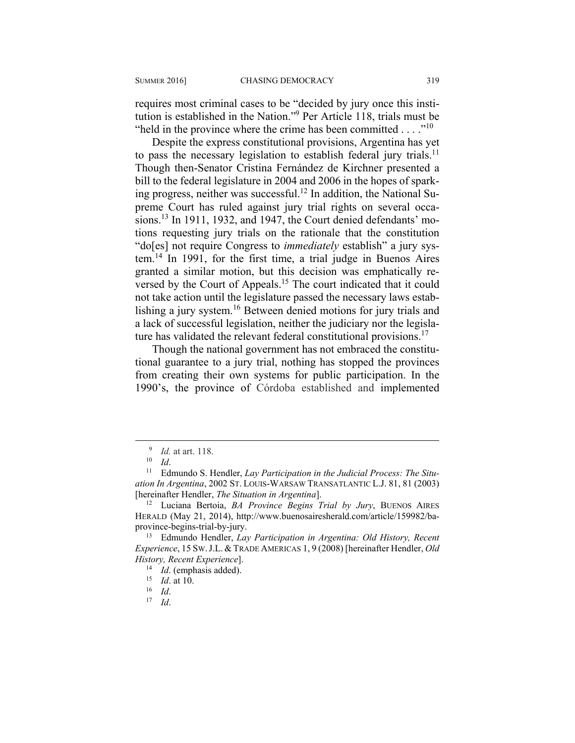requires most criminal cases to be "decided by jury once this institution is established in the Nation."[9] Per Article 118, trials must be "held in the province where the crime has been committed . . . ."[10]

Despite the express constitutional provisions, Argentina has yet to pass the necessary legislation to establish federal jury trials.[11] Though then-Senator Cristina Fernández de Kirchner presented a bill to the federal legislature in 2004 and 2006 in the hopes of sparking progress, neither was successful.[12] In addition, the National Supreme Court has ruled against jury trial rights on several occasions.[13] In 1911, 1932, and 1947, the Court denied defendants' motions requesting jury trials on the rationale that the constitution "do[es] not require Congress to *immediately* establish" a jury system.[14] In 1991, for the first time, a trial judge in Buenos Aires granted a similar motion, but this decision was emphatically reversed by the Court of Appeals.[15] The court indicated that it could not take action until the legislature passed the necessary laws establishing a jury system.[16] Between denied motions for jury trials and a lack of successful legislation, neither the judiciary nor the legislature has validated the relevant federal constitutional provisions.[17]

Though the national government has not embraced the constitutional guarantee to a jury trial, nothing has stopped the provinces from creating their own systems for public participation. In the 1990's, the province of Córdoba established and implemented

---

[9] *Id.* at art. 118.

[10] *Id*.

[11] Edmundo S. Hendler, *Lay Participation in the Judicial Process: The Situation In Argentina*, 2002 ST. LOUIS-WARSAW TRANSATLANTIC L.J. 81, 81 (2003) [hereinafter Hendler, *The Situation in Argentina*].

[12] Luciana Bertoia, *BA Province Begins Trial by Jury*, BUENOS AIRES HERALD (May 21, 2014), http://www.buenosairesherald.com/article/159982/ba-province-begins-trial-by-jury.

[13] Edmundo Hendler, *Lay Participation in Argentina: Old History, Recent Experience*, 15 SW. J.L. & TRADE AMERICAS 1, 9 (2008) [hereinafter Hendler, *Old History, Recent Experience*].

[14] *Id*. (emphasis added).

[15] *Id*. at 10.

[16] *Id*.

[17] *Id*.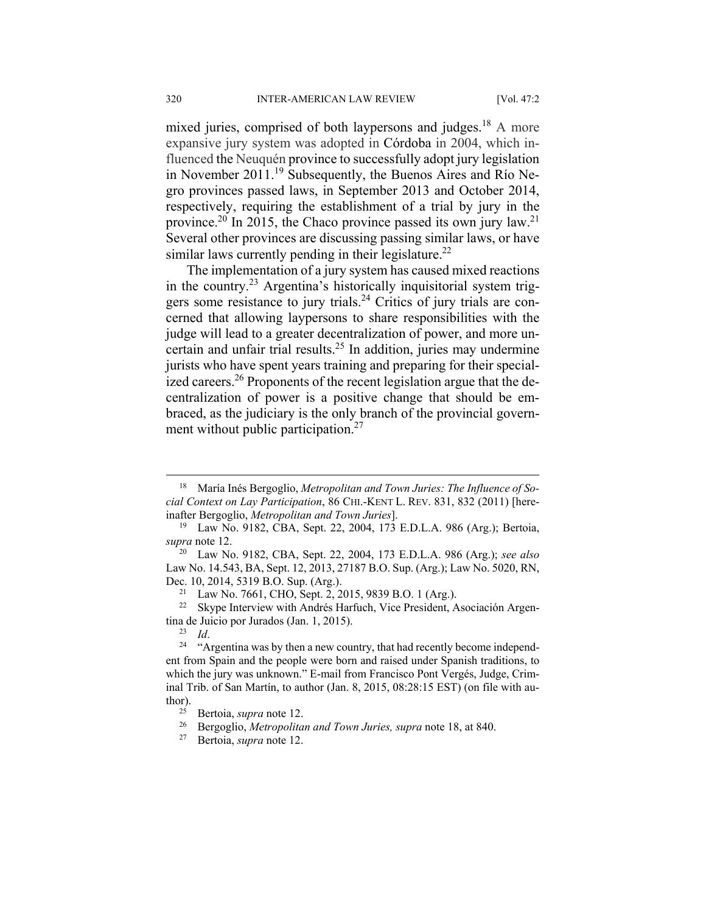mixed juries, comprised of both laypersons and judges.[18] A more expansive jury system was adopted in Córdoba in 2004, which influenced the Neuquén province to successfully adopt jury legislation in November 2011.[19] Subsequently, the Buenos Aires and Río Negro provinces passed laws, in September 2013 and October 2014, respectively, requiring the establishment of a trial by jury in the province.[20] In 2015, the Chaco province passed its own jury law.[21] Several other provinces are discussing passing similar laws, or have similar laws currently pending in their legislature.[22]

The implementation of a jury system has caused mixed reactions in the country.[23] Argentina's historically inquisitorial system triggers some resistance to jury trials.[24] Critics of jury trials are concerned that allowing laypersons to share responsibilities with the judge will lead to a greater decentralization of power, and more uncertain and unfair trial results.[25] In addition, juries may undermine jurists who have spent years training and preparing for their specialized careers.[26] Proponents of the recent legislation argue that the decentralization of power is a positive change that should be embraced, as the judiciary is the only branch of the provincial government without public participation.[27]

---

[18] María Inés Bergoglio, *Metropolitan and Town Juries: The Influence of Social Context on Lay Participation*, 86 CHI.-KENT L. REV. 831, 832 (2011) [hereinafter Bergoglio, *Metropolitan and Town Juries*].

[19] Law No. 9182, CBA, Sept. 22, 2004, 173 E.D.L.A. 986 (Arg.); Bertoia, *supra* note 12.

[20] Law No. 9182, CBA, Sept. 22, 2004, 173 E.D.L.A. 986 (Arg.); *see also* Law No. 14.543, BA, Sept. 12, 2013, 27187 B.O. Sup. (Arg.); Law No. 5020, RN, Dec. 10, 2014, 5319 B.O. Sup. (Arg.).

[21] Law No. 7661, CHO, Sept. 2, 2015, 9839 B.O. 1 (Arg.).

[22] Skype Interview with Andrés Harfuch, Vice President, Asociación Argentina de Juicio por Jurados (Jan. 1, 2015).

[23] *Id*.

[24] "Argentina was by then a new country, that had recently become independent from Spain and the people were born and raised under Spanish traditions, to which the jury was unknown." E-mail from Francisco Pont Vergés, Judge, Criminal Trib. of San Martín, to author (Jan. 8, 2015, 08:28:15 EST) (on file with author).

[25] Bertoia, *supra* note 12.

[26] Bergoglio, *Metropolitan and Town Juries, supra* note 18, at 840.

[27] Bertoia, *supra* note 12.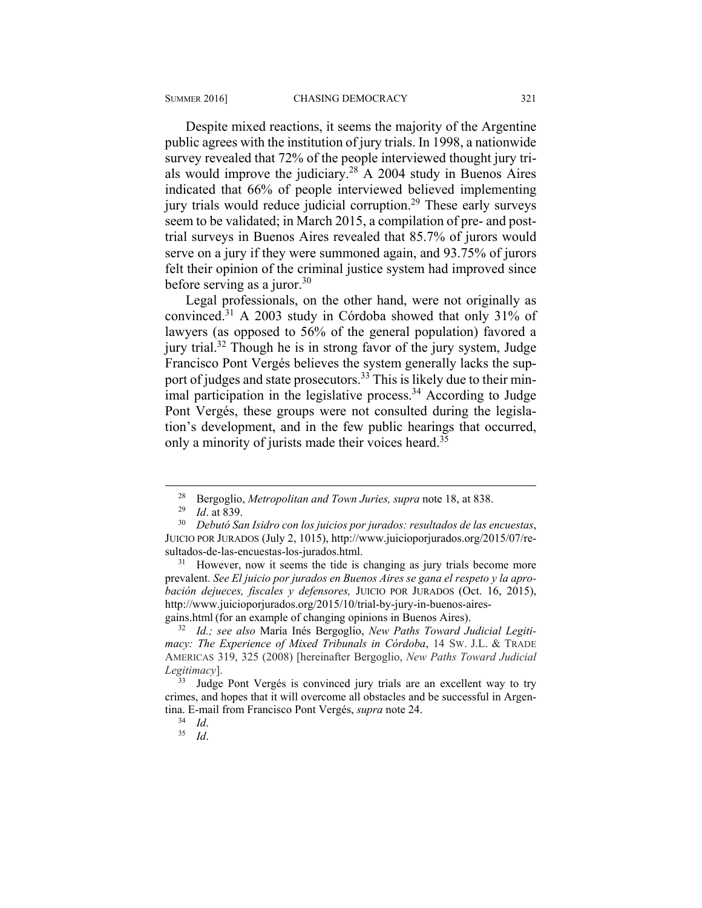Despite mixed reactions, it seems the majority of the Argentine public agrees with the institution of jury trials. In 1998, a nationwide survey revealed that 72% of the people interviewed thought jury trials would improve the judiciary.[28] A 2004 study in Buenos Aires indicated that 66% of people interviewed believed implementing jury trials would reduce judicial corruption.[29] These early surveys seem to be validated; in March 2015, a compilation of pre- and post-trial surveys in Buenos Aires revealed that 85.7% of jurors would serve on a jury if they were summoned again, and 93.75% of jurors felt their opinion of the criminal justice system had improved since before serving as a juror.[30]

Legal professionals, on the other hand, were not originally as convinced.[31] A 2003 study in Córdoba showed that only 31% of lawyers (as opposed to 56% of the general population) favored a jury trial.[32] Though he is in strong favor of the jury system, Judge Francisco Pont Vergés believes the system generally lacks the support of judges and state prosecutors.[33] This is likely due to their minimal participation in the legislative process.[34] According to Judge Pont Vergés, these groups were not consulted during the legislation's development, and in the few public hearings that occurred, only a minority of jurists made their voices heard.[35]

---

[28] Bergoglio, *Metropolitan and Town Juries, supra* note 18, at 838.

[29] *Id*. at 839.

[30] *Debutó San Isidro con los juicios por jurados: resultados de las encuestas*, JUICIO POR JURADOS (July 2, 1015), http://www.juicioporjurados.org/2015/07/resultados-de-las-encuestas-los-jurados.html.

[31] However, now it seems the tide is changing as jury trials become more prevalent. *See El juicio por jurados en Buenos Aires se gana el respeto y la aprobación dejueces, fiscales y defensores,* JUICIO POR JURADOS (Oct. 16, 2015), http://www.juicioporjurados.org/2015/10/trial-by-jury-in-buenos-aires-gains.html (for an example of changing opinions in Buenos Aires).

[32] *Id.; see also* María Inés Bergoglio, *New Paths Toward Judicial Legitimacy: The Experience of Mixed Tribunals in Córdoba*, 14 SW. J.L. & TRADE AMERICAS 319, 325 (2008) [hereinafter Bergoglio, *New Paths Toward Judicial Legitimacy*].

[33] Judge Pont Vergés is convinced jury trials are an excellent way to try crimes, and hopes that it will overcome all obstacles and be successful in Argentina. E-mail from Francisco Pont Vergés, *supra* note 24.

[34] *Id*.

[35] *Id*.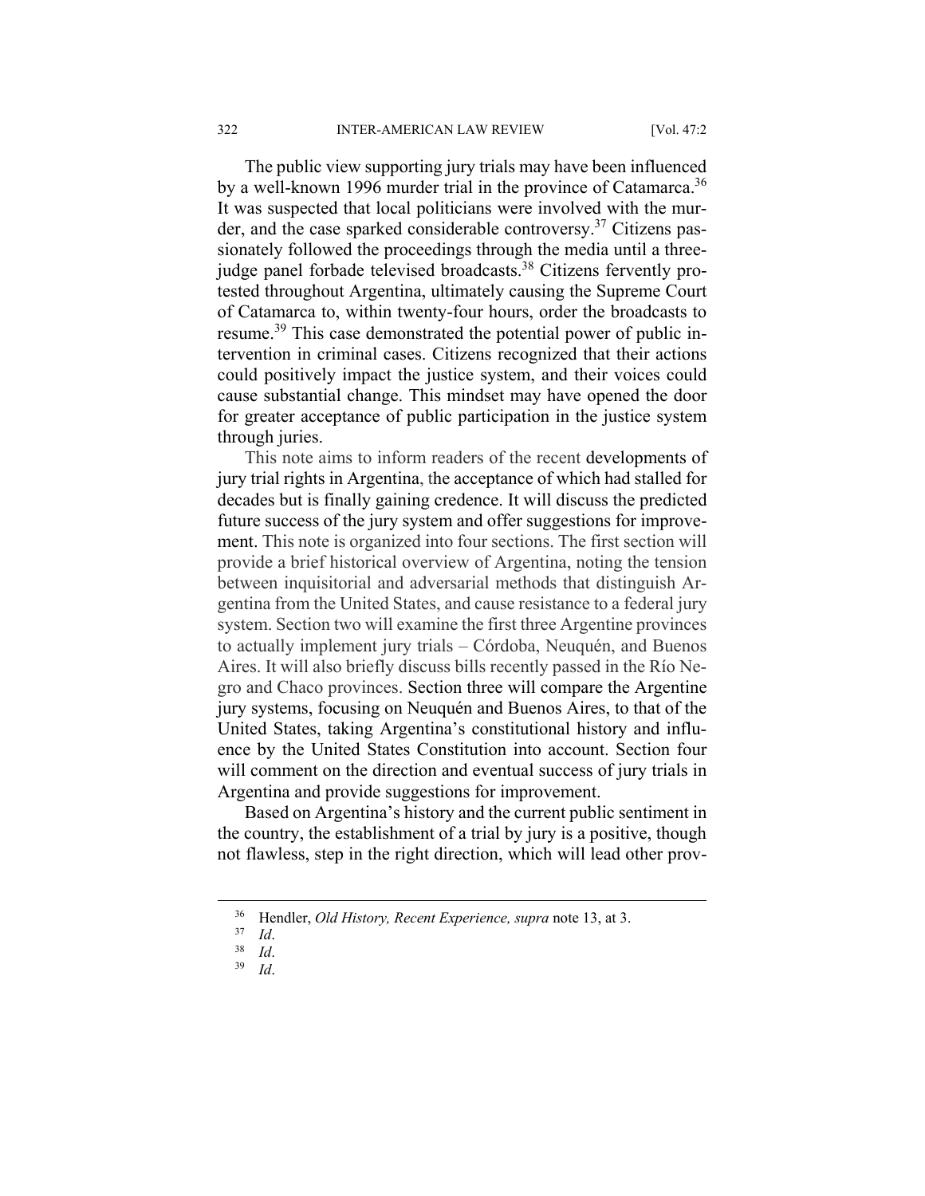The public view supporting jury trials may have been influenced by a well-known 1996 murder trial in the province of Catamarca.[36] It was suspected that local politicians were involved with the murder, and the case sparked considerable controversy.[37] Citizens passionately followed the proceedings through the media until a three-judge panel forbade televised broadcasts.[38] Citizens fervently protested throughout Argentina, ultimately causing the Supreme Court of Catamarca to, within twenty-four hours, order the broadcasts to resume.[39] This case demonstrated the potential power of public intervention in criminal cases. Citizens recognized that their actions could positively impact the justice system, and their voices could cause substantial change. This mindset may have opened the door for greater acceptance of public participation in the justice system through juries.

This note aims to inform readers of the recent developments of jury trial rights in Argentina, the acceptance of which had stalled for decades but is finally gaining credence. It will discuss the predicted future success of the jury system and offer suggestions for improvement. This note is organized into four sections. The first section will provide a brief historical overview of Argentina, noting the tension between inquisitorial and adversarial methods that distinguish Argentina from the United States, and cause resistance to a federal jury system. Section two will examine the first three Argentine provinces to actually implement jury trials – Córdoba, Neuquén, and Buenos Aires. It will also briefly discuss bills recently passed in the Río Negro and Chaco provinces. Section three will compare the Argentine jury systems, focusing on Neuquén and Buenos Aires, to that of the United States, taking Argentina's constitutional history and influence by the United States Constitution into account. Section four will comment on the direction and eventual success of jury trials in Argentina and provide suggestions for improvement.

Based on Argentina's history and the current public sentiment in the country, the establishment of a trial by jury is a positive, though not flawless, step in the right direction, which will lead other prov-

---

[36] Hendler, *Old History, Recent Experience, supra* note 13, at 3.

[37] *Id*.

[38] *Id*.

[39] *Id*.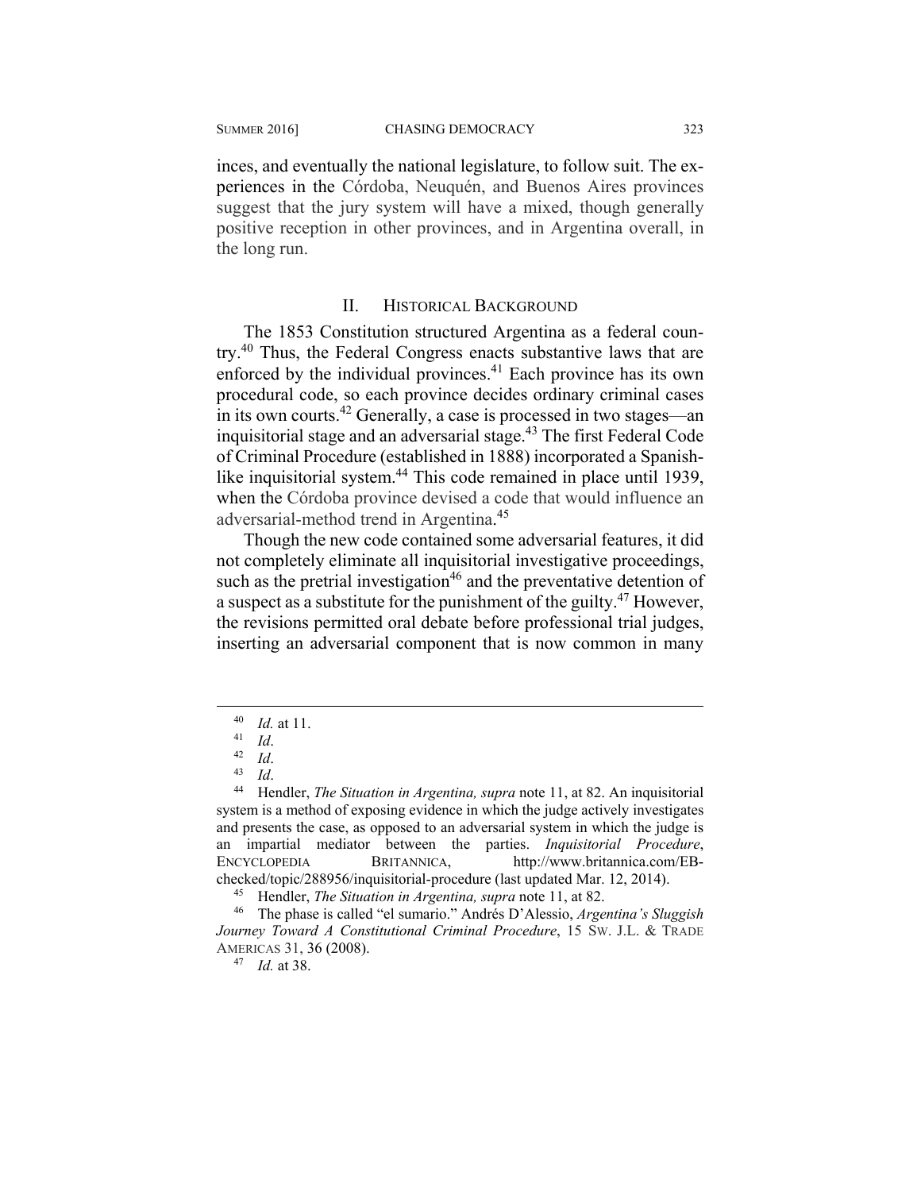inces, and eventually the national legislature, to follow suit. The experiences in the Córdoba, Neuquén, and Buenos Aires provinces suggest that the jury system will have a mixed, though generally positive reception in other provinces, and in Argentina overall, in the long run.

## II. HISTORICAL BACKGROUND

The 1853 Constitution structured Argentina as a federal country.[40] Thus, the Federal Congress enacts substantive laws that are enforced by the individual provinces.[41] Each province has its own procedural code, so each province decides ordinary criminal cases in its own courts.[42] Generally, a case is processed in two stages—an inquisitorial stage and an adversarial stage.[43] The first Federal Code of Criminal Procedure (established in 1888) incorporated a Spanish-like inquisitorial system.[44] This code remained in place until 1939, when the Córdoba province devised a code that would influence an adversarial-method trend in Argentina.[45]

Though the new code contained some adversarial features, it did not completely eliminate all inquisitorial investigative proceedings, such as the pretrial investigation[46] and the preventative detention of a suspect as a substitute for the punishment of the guilty.[47] However, the revisions permitted oral debate before professional trial judges, inserting an adversarial component that is now common in many

---

[40] *Id.* at 11.

[41] *Id*.

[42] *Id*.

[43] *Id*.

[44] Hendler, *The Situation in Argentina, supra* note 11, at 82. An inquisitorial system is a method of exposing evidence in which the judge actively investigates and presents the case, as opposed to an adversarial system in which the judge is an impartial mediator between the parties. *Inquisitorial Procedure*, ENCYCLOPEDIA BRITANNICA, http://www.britannica.com/EB-checked/topic/288956/inquisitorial-procedure (last updated Mar. 12, 2014).

[45] Hendler, *The Situation in Argentina, supra* note 11, at 82.

[46] The phase is called "el sumario." Andrés D'Alessio, *Argentina's Sluggish Journey Toward A Constitutional Criminal Procedure*, 15 SW. J.L. & TRADE AMERICAS 31, 36 (2008).

[47] *Id.* at 38.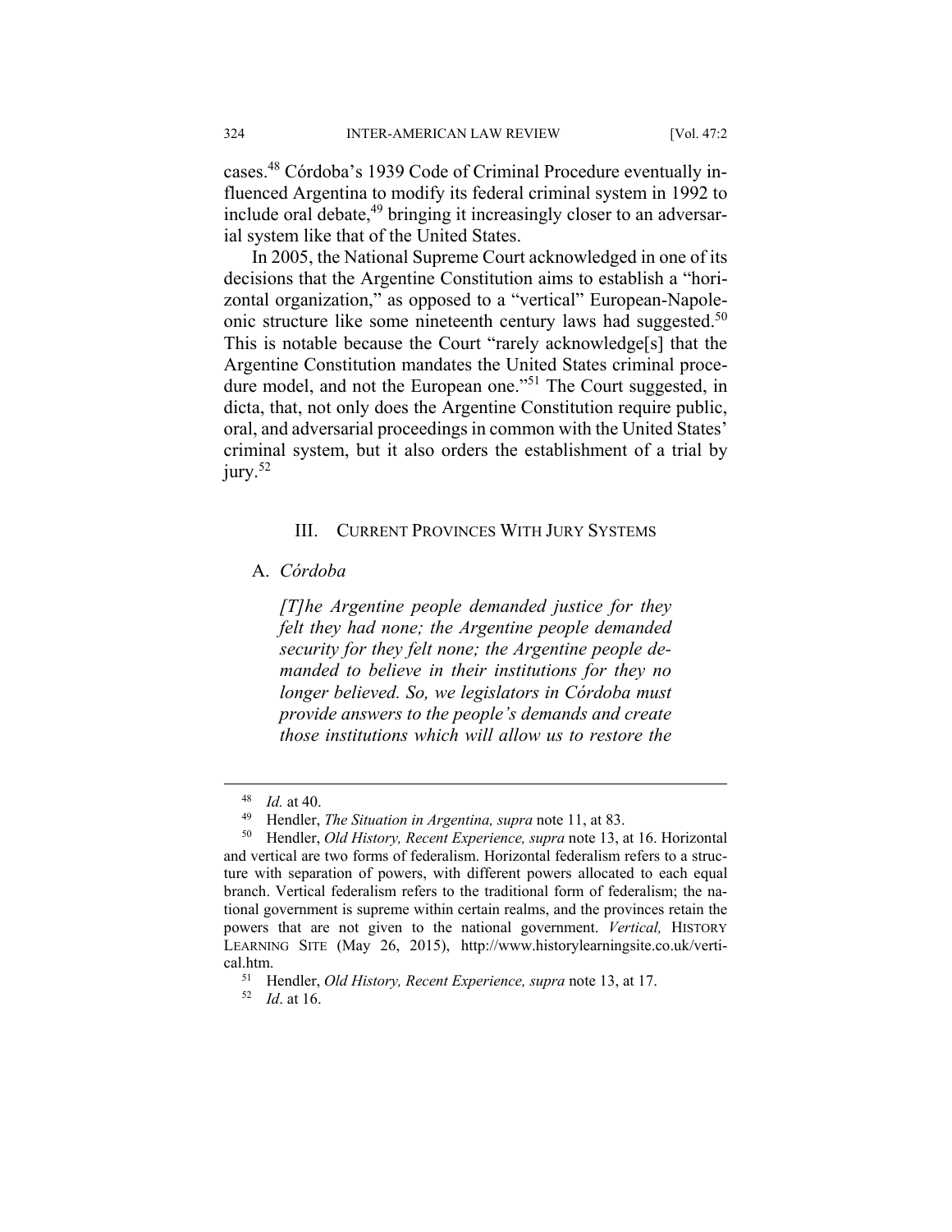cases.[48] Córdoba's 1939 Code of Criminal Procedure eventually influenced Argentina to modify its federal criminal system in 1992 to include oral debate,[49] bringing it increasingly closer to an adversarial system like that of the United States.

In 2005, the National Supreme Court acknowledged in one of its decisions that the Argentine Constitution aims to establish a "horizontal organization," as opposed to a "vertical" European-Napoleonic structure like some nineteenth century laws had suggested.[50] This is notable because the Court "rarely acknowledge[s] that the Argentine Constitution mandates the United States criminal procedure model, and not the European one."[51] The Court suggested, in dicta, that, not only does the Argentine Constitution require public, oral, and adversarial proceedings in common with the United States' criminal system, but it also orders the establishment of a trial by jury.[52]

## III. Current Provinces With Jury Systems

### A. *Córdoba*

> *[T]he Argentine people demanded justice for they felt they had none; the Argentine people demanded security for they felt none; the Argentine people demanded to believe in their institutions for they no longer believed. So, we legislators in Córdoba must provide answers to the people's demands and create those institutions which will allow us to restore the*

---

[48] *Id.* at 40.

[49] Hendler, *The Situation in Argentina, supra* note 11, at 83.

[50] Hendler, *Old History, Recent Experience, supra* note 13, at 16. Horizontal and vertical are two forms of federalism. Horizontal federalism refers to a structure with separation of powers, with different powers allocated to each equal branch. Vertical federalism refers to the traditional form of federalism; the national government is supreme within certain realms, and the provinces retain the powers that are not given to the national government. *Vertical,* HISTORY LEARNING SITE (May 26, 2015), http://www.historylearningsite.co.uk/vertical.htm.

[51] Hendler, *Old History, Recent Experience, supra* note 13, at 17.

[52] *Id*. at 16.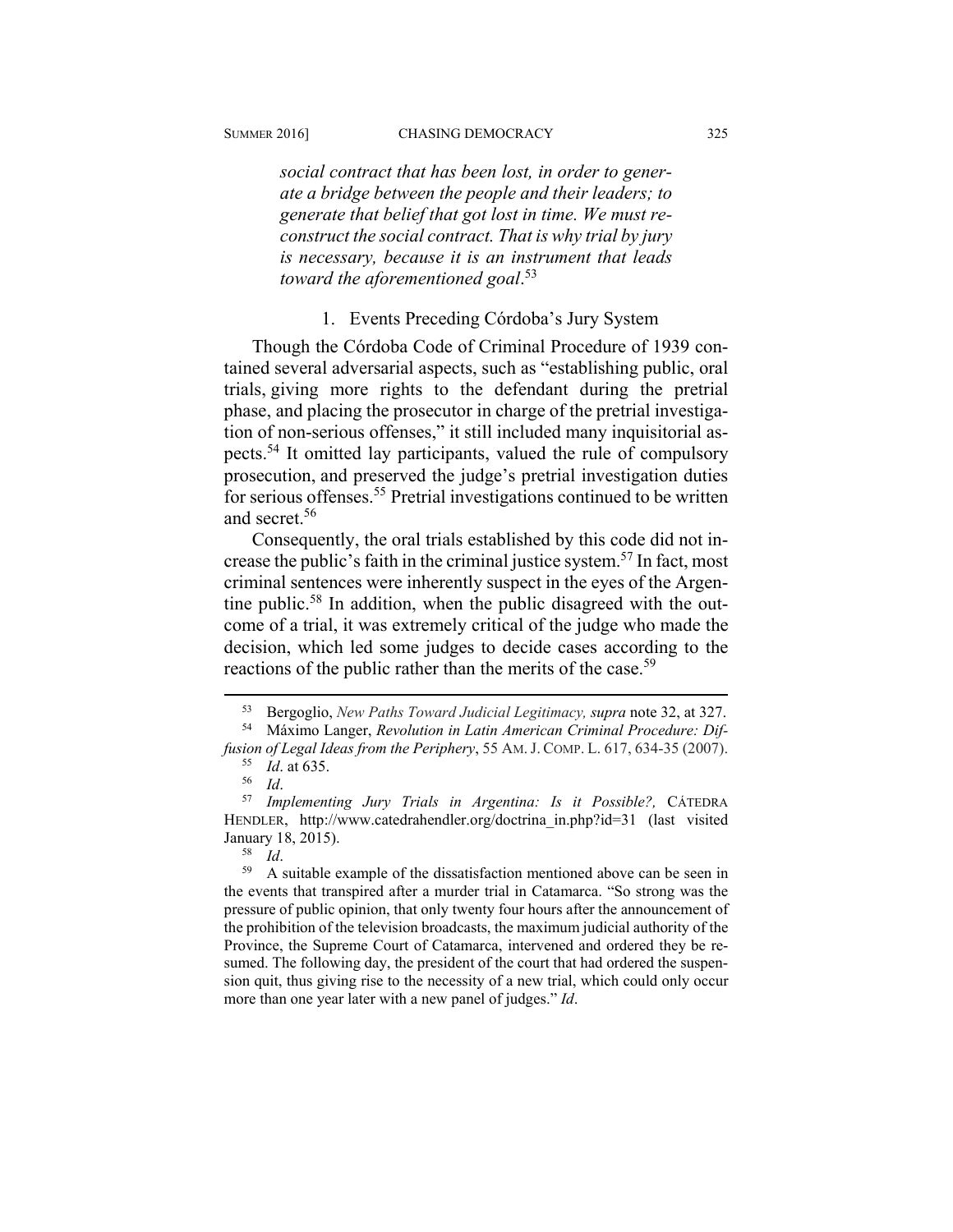> ***social contract that has been lost, in order to generate a bridge between the people and their leaders; to generate that belief that got lost in time. We must reconstruct the social contract. That is why trial by jury is necessary, because it is an instrument that leads toward the aforementioned goal*.**[53]

### 1. Events Preceding Córdoba's Jury System

Though the Córdoba Code of Criminal Procedure of 1939 contained several adversarial aspects, such as "establishing public, oral trials, giving more rights to the defendant during the pretrial phase, and placing the prosecutor in charge of the pretrial investigation of non-serious offenses," it still included many inquisitorial aspects.[54] It omitted lay participants, valued the rule of compulsory prosecution, and preserved the judge's pretrial investigation duties for serious offenses.[55] Pretrial investigations continued to be written and secret.[56]

Consequently, the oral trials established by this code did not increase the public's faith in the criminal justice system.[57] In fact, most criminal sentences were inherently suspect in the eyes of the Argentine public.[58] In addition, when the public disagreed with the outcome of a trial, it was extremely critical of the judge who made the decision, which led some judges to decide cases according to the reactions of the public rather than the merits of the case.[59]

---

[53] Bergoglio, *New Paths Toward Judicial Legitimacy, supra* note 32, at 327.

[54] Máximo Langer, *Revolution in Latin American Criminal Procedure: Diffusion of Legal Ideas from the Periphery*, 55 AM. J. COMP. L. 617, 634-35 (2007).

[55] *Id*. at 635.

[56] *Id*.

[57] *Implementing Jury Trials in Argentina: Is it Possible?,* CÁTEDRA HENDLER, http://www.catedrahendler.org/doctrina_in.php?id=31 (last visited January 18, 2015).

[58] *Id*.

[59] A suitable example of the dissatisfaction mentioned above can be seen in the events that transpired after a murder trial in Catamarca. "So strong was the pressure of public opinion, that only twenty four hours after the announcement of the prohibition of the television broadcasts, the maximum judicial authority of the Province, the Supreme Court of Catamarca, intervened and ordered they be resumed. The following day, the president of the court that had ordered the suspension quit, thus giving rise to the necessity of a new trial, which could only occur more than one year later with a new panel of judges." *Id*.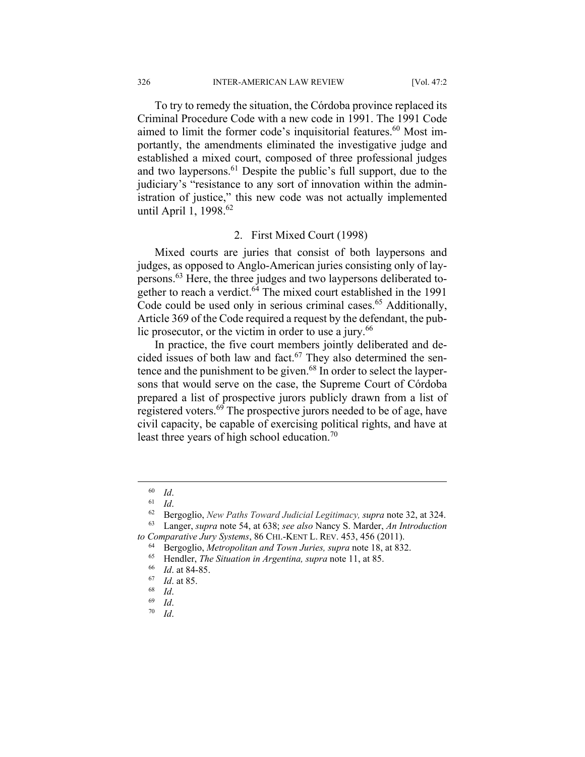To try to remedy the situation, the Córdoba province replaced its Criminal Procedure Code with a new code in 1991. The 1991 Code aimed to limit the former code's inquisitorial features.[60] Most importantly, the amendments eliminated the investigative judge and established a mixed court, composed of three professional judges and two laypersons.[61] Despite the public's full support, due to the judiciary's "resistance to any sort of innovation within the administration of justice," this new code was not actually implemented until April 1, 1998.[62]

### 2. First Mixed Court (1998)

Mixed courts are juries that consist of both laypersons and judges, as opposed to Anglo-American juries consisting only of laypersons.[63] Here, the three judges and two laypersons deliberated together to reach a verdict.[64] The mixed court established in the 1991 Code could be used only in serious criminal cases.[65] Additionally, Article 369 of the Code required a request by the defendant, the public prosecutor, or the victim in order to use a jury.[66]

In practice, the five court members jointly deliberated and decided issues of both law and fact.[67] They also determined the sentence and the punishment to be given.[68] In order to select the laypersons that would serve on the case, the Supreme Court of Córdoba prepared a list of prospective jurors publicly drawn from a list of registered voters.[69] The prospective jurors needed to be of age, have civil capacity, be capable of exercising political rights, and have at least three years of high school education.[70]

---

[60] *Id*.

[61] *Id*.

[62] Bergoglio, *New Paths Toward Judicial Legitimacy, supra* note 32, at 324.

[63] Langer, *supra* note 54, at 638; *see also* Nancy S. Marder, *An Introduction to Comparative Jury Systems*, 86 CHI.-KENT L. REV. 453, 456 (2011).

[64] Bergoglio, *Metropolitan and Town Juries, supra* note 18, at 832.

[65] Hendler, *The Situation in Argentina, supra* note 11, at 85.

[66] *Id*. at 84-85.

[67] *Id*. at 85.

[68] *Id*.

[69] *Id*.

[70] *Id*.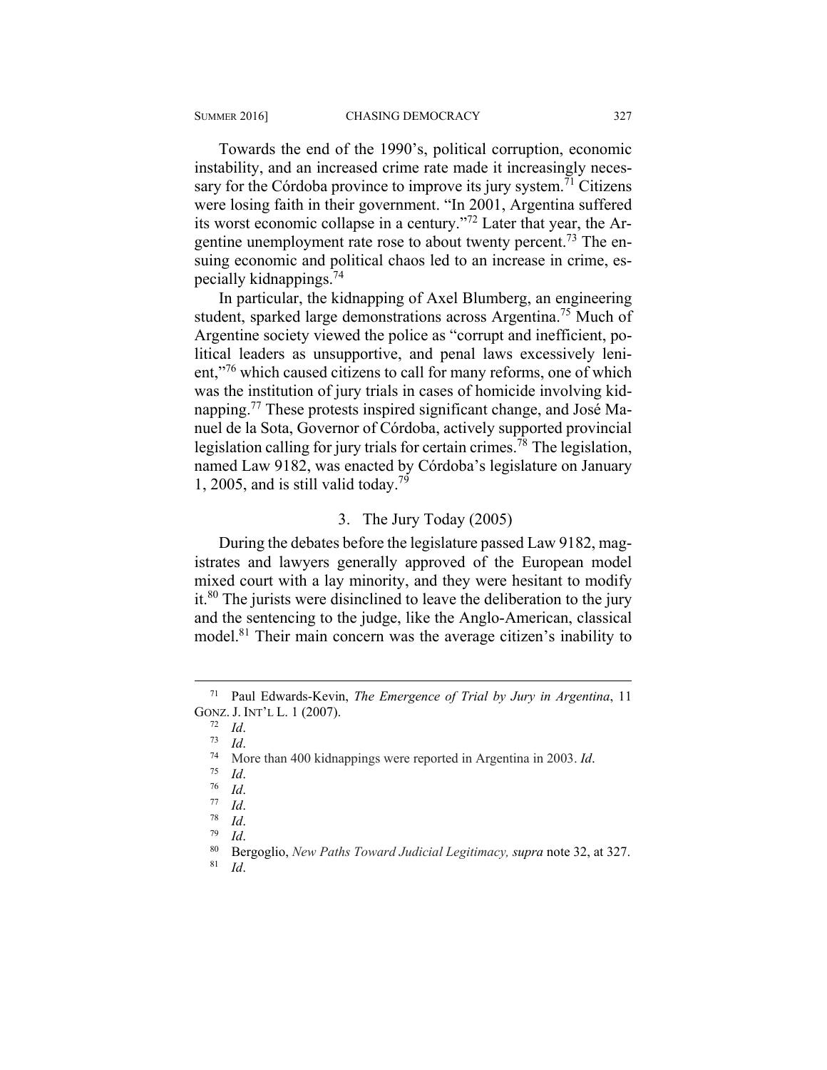Towards the end of the 1990's, political corruption, economic instability, and an increased crime rate made it increasingly necessary for the Córdoba province to improve its jury system.[71] Citizens were losing faith in their government. "In 2001, Argentina suffered its worst economic collapse in a century."[72] Later that year, the Argentine unemployment rate rose to about twenty percent.[73] The ensuing economic and political chaos led to an increase in crime, especially kidnappings.[74]

In particular, the kidnapping of Axel Blumberg, an engineering student, sparked large demonstrations across Argentina.[75] Much of Argentine society viewed the police as "corrupt and inefficient, political leaders as unsupportive, and penal laws excessively lenient,"[76] which caused citizens to call for many reforms, one of which was the institution of jury trials in cases of homicide involving kidnapping.[77] These protests inspired significant change, and José Manuel de la Sota, Governor of Córdoba, actively supported provincial legislation calling for jury trials for certain crimes.[78] The legislation, named Law 9182, was enacted by Córdoba's legislature on January 1, 2005, and is still valid today.[79]

### 3. The Jury Today (2005)

During the debates before the legislature passed Law 9182, magistrates and lawyers generally approved of the European model mixed court with a lay minority, and they were hesitant to modify it.[80] The jurists were disinclined to leave the deliberation to the jury and the sentencing to the judge, like the Anglo-American, classical model.[81] Their main concern was the average citizen's inability to

---

[71] Paul Edwards-Kevin, *The Emergence of Trial by Jury in Argentina*, 11 GONZ. J. INT'L L. 1 (2007).

[72] *Id*.

[73] *Id*.

[74] More than 400 kidnappings were reported in Argentina in 2003. *Id*.

[75] *Id*.

[76] *Id*.

[77] *Id*.

[78] *Id*.

[79] *Id*.

[80] Bergoglio, *New Paths Toward Judicial Legitimacy, supra* note 32, at 327.

[81] *Id*.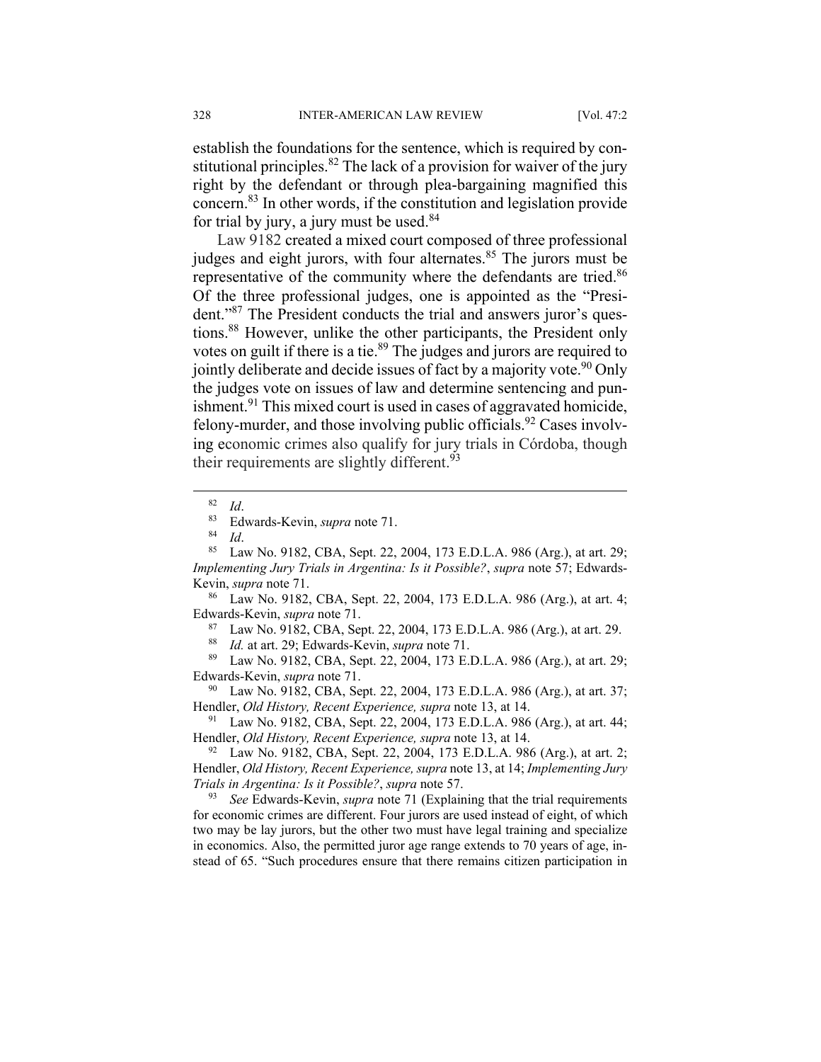establish the foundations for the sentence, which is required by constitutional principles.[82] The lack of a provision for waiver of the jury right by the defendant or through plea-bargaining magnified this concern.[83] In other words, if the constitution and legislation provide for trial by jury, a jury must be used.[84]

Law 9182 created a mixed court composed of three professional judges and eight jurors, with four alternates.[85] The jurors must be representative of the community where the defendants are tried.[86] Of the three professional judges, one is appointed as the "President."[87] The President conducts the trial and answers juror's questions.[88] However, unlike the other participants, the President only votes on guilt if there is a tie.[89] The judges and jurors are required to jointly deliberate and decide issues of fact by a majority vote.[90] Only the judges vote on issues of law and determine sentencing and punishment.[91] This mixed court is used in cases of aggravated homicide, felony-murder, and those involving public officials.[92] Cases involving economic crimes also qualify for jury trials in Córdoba, though their requirements are slightly different.[93]

---

[82] *Id*.

[83] Edwards-Kevin, *supra* note 71.

[84] *Id*.

[85] Law No. 9182, CBA, Sept. 22, 2004, 173 E.D.L.A. 986 (Arg.), at art. 29; *Implementing Jury Trials in Argentina: Is it Possible?*, *supra* note 57; Edwards-Kevin, *supra* note 71.

[86] Law No. 9182, CBA, Sept. 22, 2004, 173 E.D.L.A. 986 (Arg.), at art. 4; Edwards-Kevin, *supra* note 71.

[87] Law No. 9182, CBA, Sept. 22, 2004, 173 E.D.L.A. 986 (Arg.), at art. 29.

[88] *Id.* at art. 29; Edwards-Kevin, *supra* note 71.

[89] Law No. 9182, CBA, Sept. 22, 2004, 173 E.D.L.A. 986 (Arg.), at art. 29; Edwards-Kevin, *supra* note 71.

[90] Law No. 9182, CBA, Sept. 22, 2004, 173 E.D.L.A. 986 (Arg.), at art. 37; Hendler, *Old History, Recent Experience, supra* note 13, at 14.

[91] Law No. 9182, CBA, Sept. 22, 2004, 173 E.D.L.A. 986 (Arg.), at art. 44; Hendler, *Old History, Recent Experience, supra* note 13, at 14.

[92] Law No. 9182, CBA, Sept. 22, 2004, 173 E.D.L.A. 986 (Arg.), at art. 2; Hendler, *Old History, Recent Experience, supra* note 13, at 14; *Implementing Jury Trials in Argentina: Is it Possible?*, *supra* note 57.

[93] *See* Edwards-Kevin, *supra* note 71 (Explaining that the trial requirements for economic crimes are different. Four jurors are used instead of eight, of which two may be lay jurors, but the other two must have legal training and specialize in economics. Also, the permitted juror age range extends to 70 years of age, instead of 65. "Such procedures ensure that there remains citizen participation in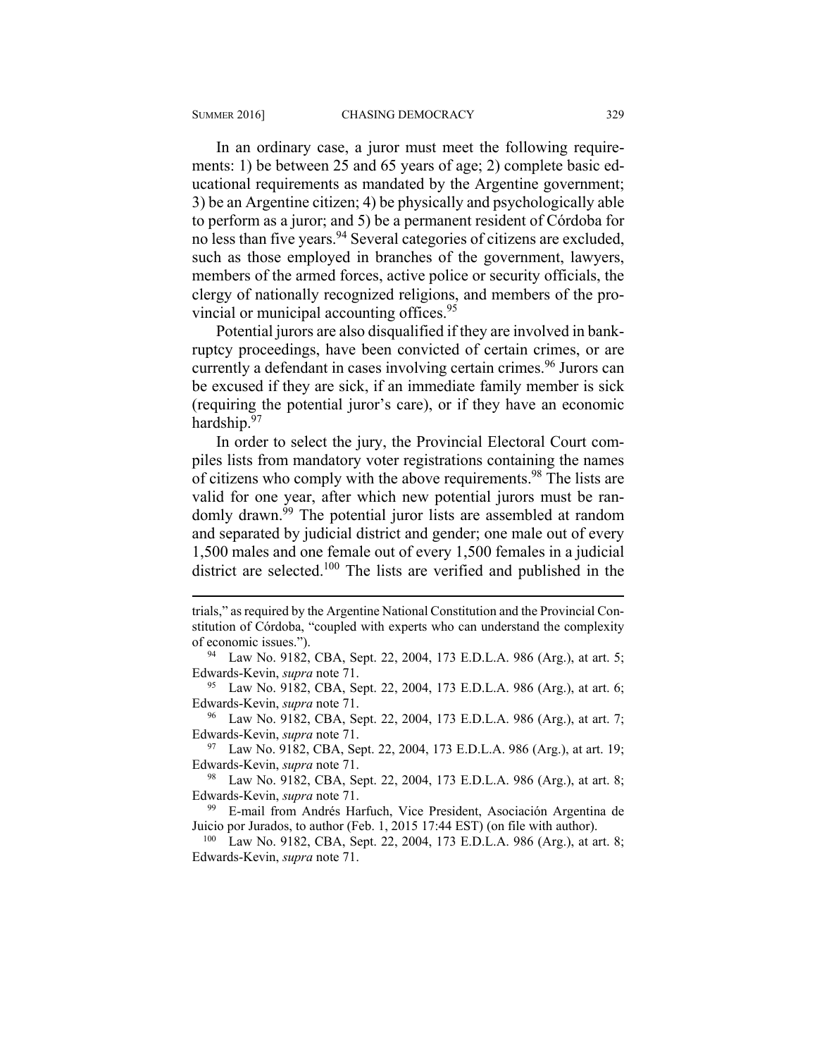In an ordinary case, a juror must meet the following requirements: 1) be between 25 and 65 years of age; 2) complete basic educational requirements as mandated by the Argentine government; 3) be an Argentine citizen; 4) be physically and psychologically able to perform as a juror; and 5) be a permanent resident of Córdoba for no less than five years.[94] Several categories of citizens are excluded, such as those employed in branches of the government, lawyers, members of the armed forces, active police or security officials, the clergy of nationally recognized religions, and members of the provincial or municipal accounting offices.[95]

Potential jurors are also disqualified if they are involved in bankruptcy proceedings, have been convicted of certain crimes, or are currently a defendant in cases involving certain crimes.[96] Jurors can be excused if they are sick, if an immediate family member is sick (requiring the potential juror's care), or if they have an economic hardship.[97]

In order to select the jury, the Provincial Electoral Court compiles lists from mandatory voter registrations containing the names of citizens who comply with the above requirements.[98] The lists are valid for one year, after which new potential jurors must be randomly drawn.[99] The potential juror lists are assembled at random and separated by judicial district and gender; one male out of every 1,500 males and one female out of every 1,500 females in a judicial district are selected.[100] The lists are verified and published in the

---

trials," as required by the Argentine National Constitution and the Provincial Constitution of Córdoba, "coupled with experts who can understand the complexity of economic issues.").

[94] Law No. 9182, CBA, Sept. 22, 2004, 173 E.D.L.A. 986 (Arg.), at art. 5; Edwards-Kevin, *supra* note 71.

[95] Law No. 9182, CBA, Sept. 22, 2004, 173 E.D.L.A. 986 (Arg.), at art. 6; Edwards-Kevin, *supra* note 71.

[96] Law No. 9182, CBA, Sept. 22, 2004, 173 E.D.L.A. 986 (Arg.), at art. 7; Edwards-Kevin, *supra* note 71.

[97] Law No. 9182, CBA, Sept. 22, 2004, 173 E.D.L.A. 986 (Arg.), at art. 19; Edwards-Kevin, *supra* note 71.

[98] Law No. 9182, CBA, Sept. 22, 2004, 173 E.D.L.A. 986 (Arg.), at art. 8; Edwards-Kevin, *supra* note 71.

[99] E-mail from Andrés Harfuch, Vice President, Asociación Argentina de Juicio por Jurados, to author (Feb. 1, 2015 17:44 EST) (on file with author).

[100] Law No. 9182, CBA, Sept. 22, 2004, 173 E.D.L.A. 986 (Arg.), at art. 8; Edwards-Kevin, *supra* note 71.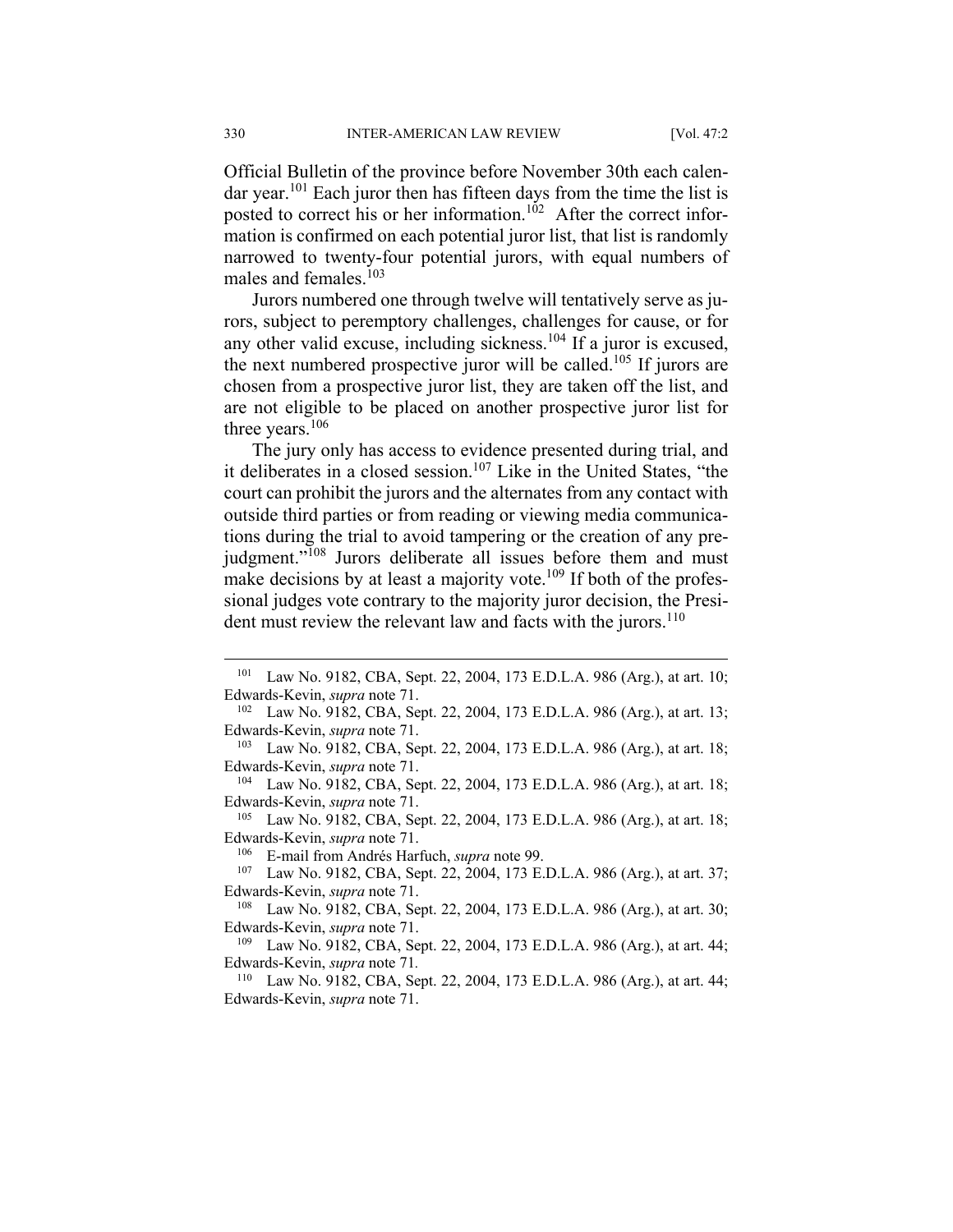Official Bulletin of the province before November 30th each calendar year.[101] Each juror then has fifteen days from the time the list is posted to correct his or her information.[102] After the correct information is confirmed on each potential juror list, that list is randomly narrowed to twenty-four potential jurors, with equal numbers of males and females.[103]

Jurors numbered one through twelve will tentatively serve as jurors, subject to peremptory challenges, challenges for cause, or for any other valid excuse, including sickness.[104] If a juror is excused, the next numbered prospective juror will be called.[105] If jurors are chosen from a prospective juror list, they are taken off the list, and are not eligible to be placed on another prospective juror list for three years.[106]

The jury only has access to evidence presented during trial, and it deliberates in a closed session.[107] Like in the United States, "the court can prohibit the jurors and the alternates from any contact with outside third parties or from reading or viewing media communications during the trial to avoid tampering or the creation of any prejudgment."[108] Jurors deliberate all issues before them and must make decisions by at least a majority vote.[109] If both of the professional judges vote contrary to the majority juror decision, the President must review the relevant law and facts with the jurors.[110]

---

[101] Law No. 9182, CBA, Sept. 22, 2004, 173 E.D.L.A. 986 (Arg.), at art. 10; Edwards-Kevin, *supra* note 71.

[102] Law No. 9182, CBA, Sept. 22, 2004, 173 E.D.L.A. 986 (Arg.), at art. 13; Edwards-Kevin, *supra* note 71.

[103] Law No. 9182, CBA, Sept. 22, 2004, 173 E.D.L.A. 986 (Arg.), at art. 18; Edwards-Kevin, *supra* note 71.

[104] Law No. 9182, CBA, Sept. 22, 2004, 173 E.D.L.A. 986 (Arg.), at art. 18; Edwards-Kevin, *supra* note 71.

[105] Law No. 9182, CBA, Sept. 22, 2004, 173 E.D.L.A. 986 (Arg.), at art. 18; Edwards-Kevin, *supra* note 71.

[106] E-mail from Andrés Harfuch, *supra* note 99.

[107] Law No. 9182, CBA, Sept. 22, 2004, 173 E.D.L.A. 986 (Arg.), at art. 37; Edwards-Kevin, *supra* note 71.

[108] Law No. 9182, CBA, Sept. 22, 2004, 173 E.D.L.A. 986 (Arg.), at art. 30; Edwards-Kevin, *supra* note 71.

[109] Law No. 9182, CBA, Sept. 22, 2004, 173 E.D.L.A. 986 (Arg.), at art. 44; Edwards-Kevin, *supra* note 71.

[110] Law No. 9182, CBA, Sept. 22, 2004, 173 E.D.L.A. 986 (Arg.), at art. 44; Edwards-Kevin, *supra* note 71.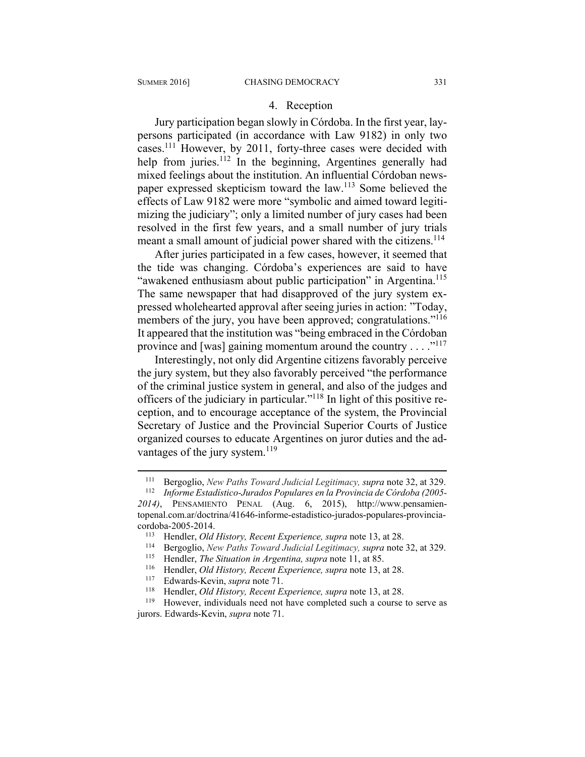#### 4. Reception

Jury participation began slowly in Córdoba. In the first year, laypersons participated (in accordance with Law 9182) in only two cases.[111] However, by 2011, forty-three cases were decided with help from juries.[112] In the beginning, Argentines generally had mixed feelings about the institution. An influential Córdoban newspaper expressed skepticism toward the law.[113] Some believed the effects of Law 9182 were more "symbolic and aimed toward legitimizing the judiciary"; only a limited number of jury cases had been resolved in the first few years, and a small number of jury trials meant a small amount of judicial power shared with the citizens.[114]

After juries participated in a few cases, however, it seemed that the tide was changing. Córdoba's experiences are said to have "awakened enthusiasm about public participation" in Argentina.[115] The same newspaper that had disapproved of the jury system expressed wholehearted approval after seeing juries in action: "Today, members of the jury, you have been approved; congratulations."[116] It appeared that the institution was "being embraced in the Córdoban province and [was] gaining momentum around the country . . . ."[117]

Interestingly, not only did Argentine citizens favorably perceive the jury system, but they also favorably perceived "the performance of the criminal justice system in general, and also of the judges and officers of the judiciary in particular."[118] In light of this positive reception, and to encourage acceptance of the system, the Provincial Secretary of Justice and the Provincial Superior Courts of Justice organized courses to educate Argentines on juror duties and the advantages of the jury system.[119]

---

[111] Bergoglio, *New Paths Toward Judicial Legitimacy, supra* note 32, at 329.

[112] *Informe Estadístico-Jurados Populares en la Provincia de Córdoba (2005-2014)*, PENSAMIENTO PENAL (Aug. 6, 2015), http://www.pensamientopenal.com.ar/doctrina/41646-informe-estadistico-jurados-populares-provincia-cordoba-2005-2014.

[113] Hendler, *Old History, Recent Experience, supra* note 13, at 28.

[114] Bergoglio, *New Paths Toward Judicial Legitimacy, supra* note 32, at 329.

[115] Hendler, *The Situation in Argentina, supra* note 11, at 85.

[116] Hendler, *Old History, Recent Experience, supra* note 13, at 28.

[117] Edwards-Kevin, *supra* note 71.

[118] Hendler, *Old History, Recent Experience, supra* note 13, at 28.

[119] However, individuals need not have completed such a course to serve as jurors. Edwards-Kevin, *supra* note 71.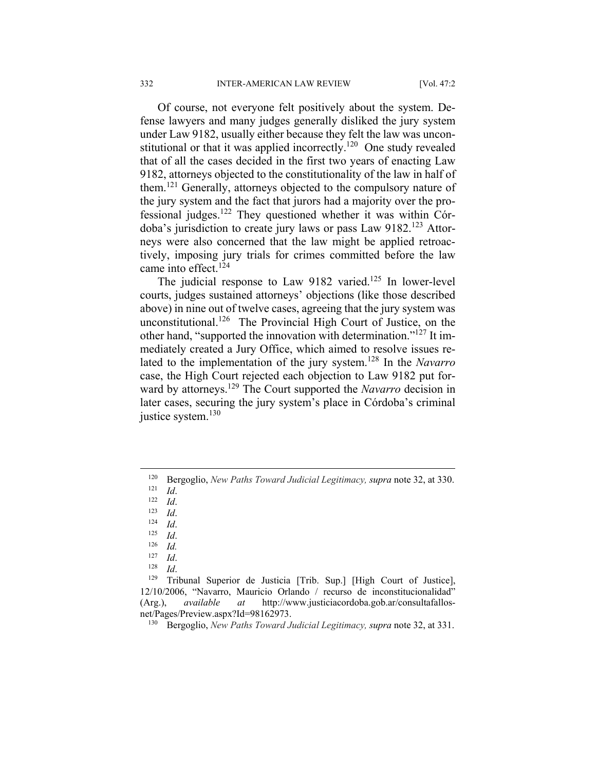Of course, not everyone felt positively about the system. Defense lawyers and many judges generally disliked the jury system under Law 9182, usually either because they felt the law was unconstitutional or that it was applied incorrectly.[120] One study revealed that of all the cases decided in the first two years of enacting Law 9182, attorneys objected to the constitutionality of the law in half of them.[121] Generally, attorneys objected to the compulsory nature of the jury system and the fact that jurors had a majority over the professional judges.[122] They questioned whether it was within Córdoba's jurisdiction to create jury laws or pass Law 9182.[123] Attorneys were also concerned that the law might be applied retroactively, imposing jury trials for crimes committed before the law came into effect.[124]

The judicial response to Law 9182 varied.[125] In lower-level courts, judges sustained attorneys' objections (like those described above) in nine out of twelve cases, agreeing that the jury system was unconstitutional.[126] The Provincial High Court of Justice, on the other hand, "supported the innovation with determination."[127] It immediately created a Jury Office, which aimed to resolve issues related to the implementation of the jury system.[128] In the *Navarro* case, the High Court rejected each objection to Law 9182 put forward by attorneys.[129] The Court supported the *Navarro* decision in later cases, securing the jury system's place in Córdoba's criminal justice system.[130]

---

[120] Bergoglio, *New Paths Toward Judicial Legitimacy, supra* note 32, at 330.

[121] *Id*.

[122] *Id*.

[123] *Id*.

[124] *Id*.

[125] *Id*.

[126] *Id.*

[127] *Id*.

[128] *Id*.

[129] Tribunal Superior de Justicia [Trib. Sup.] [High Court of Justice], 12/10/2006, "Navarro, Mauricio Orlando / recurso de inconstitucionalidad" (Arg.), *available at* http://www.justiciacordoba.gob.ar/consultafallosnet/Pages/Preview.aspx?Id=98162973.

[130] Bergoglio, *New Paths Toward Judicial Legitimacy, supra* note 32, at 331.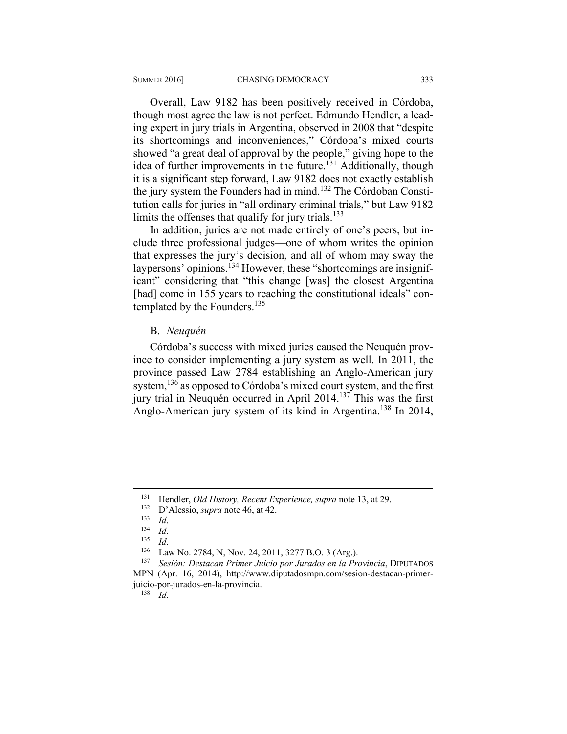Overall, Law 9182 has been positively received in Córdoba, though most agree the law is not perfect. Edmundo Hendler, a leading expert in jury trials in Argentina, observed in 2008 that "despite its shortcomings and inconveniences," Córdoba's mixed courts showed "a great deal of approval by the people," giving hope to the idea of further improvements in the future.[131] Additionally, though it is a significant step forward, Law 9182 does not exactly establish the jury system the Founders had in mind.[132] The Córdoban Constitution calls for juries in "all ordinary criminal trials," but Law 9182 limits the offenses that qualify for jury trials.[133]

In addition, juries are not made entirely of one's peers, but include three professional judges—one of whom writes the opinion that expresses the jury's decision, and all of whom may sway the laypersons' opinions.[134] However, these "shortcomings are insignificant" considering that "this change [was] the closest Argentina [had] come in 155 years to reaching the constitutional ideals" contemplated by the Founders.[135]

### B. *Neuquén*

Córdoba's success with mixed juries caused the Neuquén province to consider implementing a jury system as well. In 2011, the province passed Law 2784 establishing an Anglo-American jury system,[136] as opposed to Córdoba's mixed court system, and the first jury trial in Neuquén occurred in April 2014.[137] This was the first Anglo-American jury system of its kind in Argentina.[138] In 2014,

---

[131] Hendler, *Old History, Recent Experience, supra* note 13, at 29.

[132] D'Alessio, *supra* note 46, at 42.

[133] *Id*.

[134] *Id*.

[135] *Id*.

[136] Law No. 2784, N, Nov. 24, 2011, 3277 B.O. 3 (Arg.).

[137] *Sesión: Destacan Primer Juicio por Jurados en la Provincia*, DIPUTADOS MPN (Apr. 16, 2014), http://www.diputadosmpn.com/sesion-destacan-primer-juicio-por-jurados-en-la-provincia.

[138] *Id*.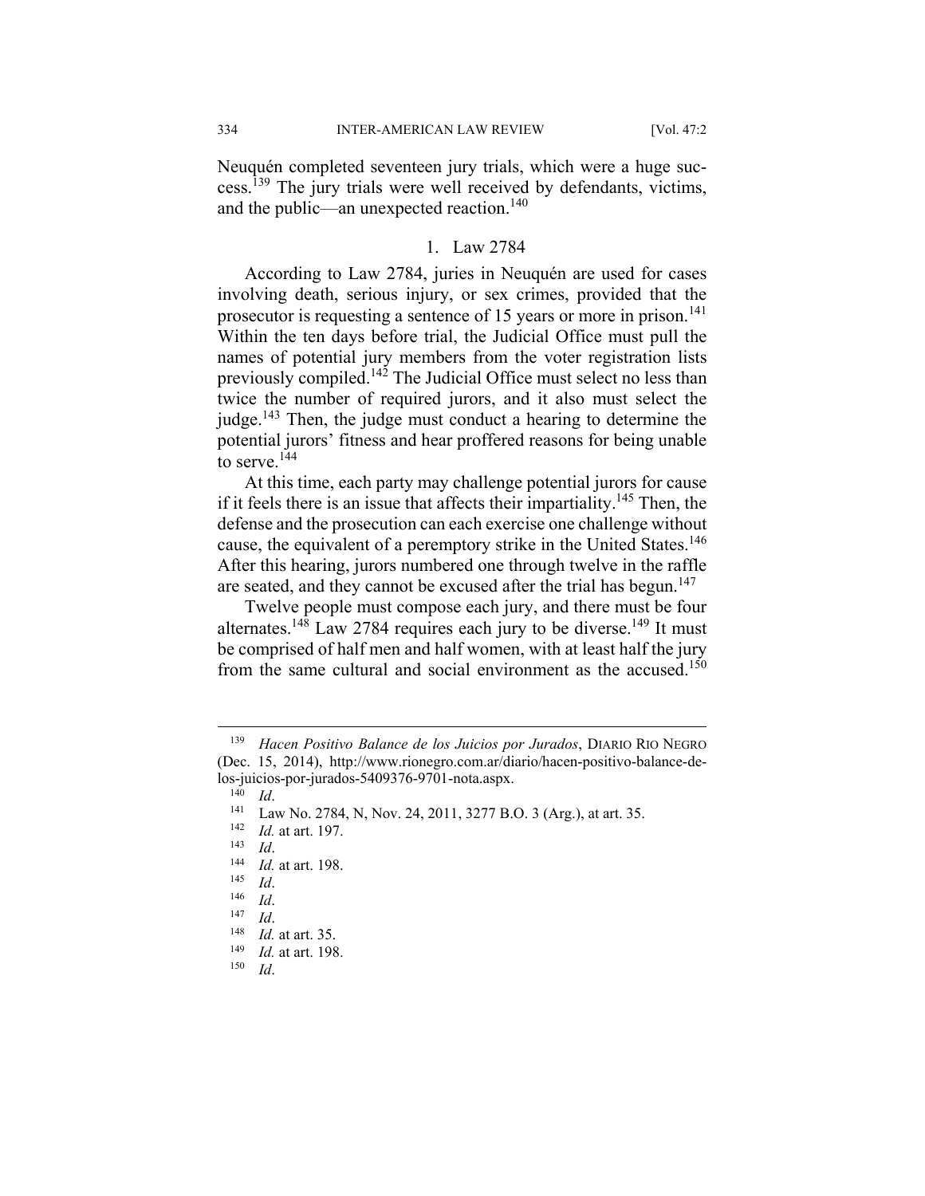Neuquén completed seventeen jury trials, which were a huge success.[139] The jury trials were well received by defendants, victims, and the public—an unexpected reaction.[140]

### 1. Law 2784

According to Law 2784, juries in Neuquén are used for cases involving death, serious injury, or sex crimes, provided that the prosecutor is requesting a sentence of 15 years or more in prison.[141] Within the ten days before trial, the Judicial Office must pull the names of potential jury members from the voter registration lists previously compiled.[142] The Judicial Office must select no less than twice the number of required jurors, and it also must select the judge.[143] Then, the judge must conduct a hearing to determine the potential jurors' fitness and hear proffered reasons for being unable to serve.[144]

At this time, each party may challenge potential jurors for cause if it feels there is an issue that affects their impartiality.[145] Then, the defense and the prosecution can each exercise one challenge without cause, the equivalent of a peremptory strike in the United States.[146] After this hearing, jurors numbered one through twelve in the raffle are seated, and they cannot be excused after the trial has begun.[147]

Twelve people must compose each jury, and there must be four alternates.[148] Law 2784 requires each jury to be diverse.[149] It must be comprised of half men and half women, with at least half the jury from the same cultural and social environment as the accused.[150]

---

[139] *Hacen Positivo Balance de los Juicios por Jurados*, DIARIO RIO NEGRO (Dec. 15, 2014), http://www.rionegro.com.ar/diario/hacen-positivo-balance-de-los-juicios-por-jurados-5409376-9701-nota.aspx.

[140] *Id*.

[141] Law No. 2784, N, Nov. 24, 2011, 3277 B.O. 3 (Arg.), at art. 35.

[142] *Id.* at art. 197.

[143] *Id*.

[144] *Id.* at art. 198.

[145] *Id*.

[146] *Id*.

[147] *Id*.

[148] *Id.* at art. 35.

[149] *Id.* at art. 198.

[150] *Id*.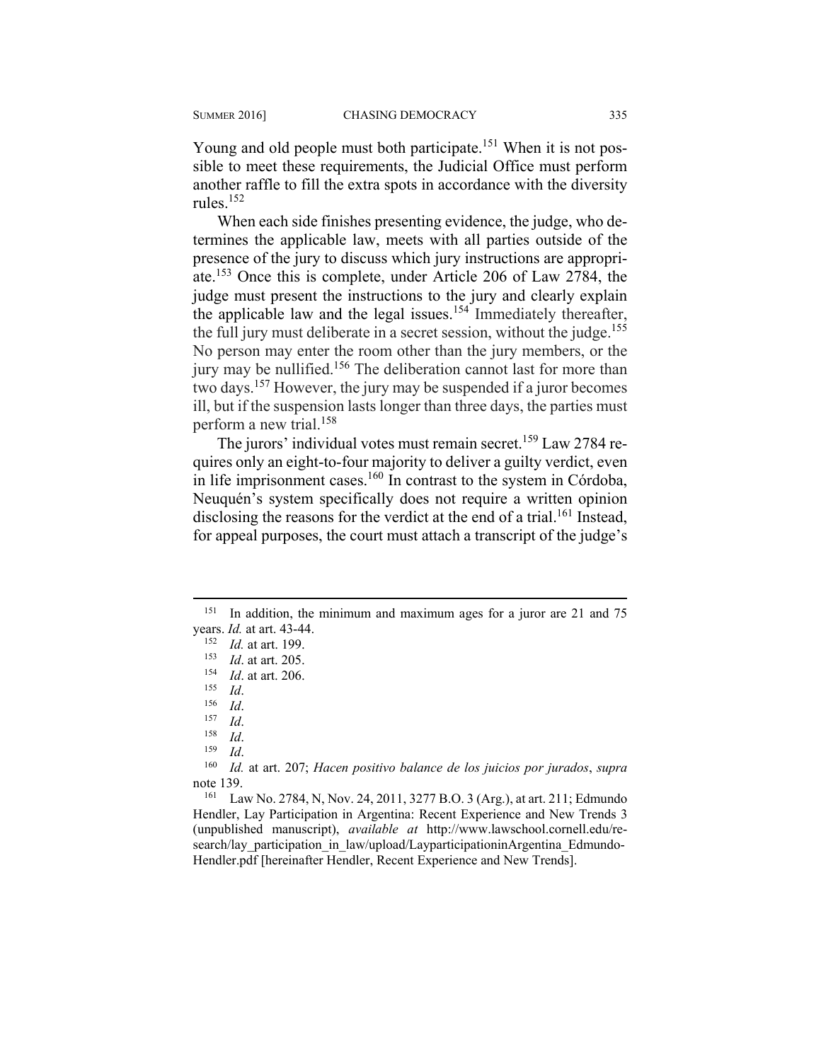Young and old people must both participate.[151] When it is not possible to meet these requirements, the Judicial Office must perform another raffle to fill the extra spots in accordance with the diversity rules.[152]

When each side finishes presenting evidence, the judge, who determines the applicable law, meets with all parties outside of the presence of the jury to discuss which jury instructions are appropriate.[153] Once this is complete, under Article 206 of Law 2784, the judge must present the instructions to the jury and clearly explain the applicable law and the legal issues.[154] Immediately thereafter, the full jury must deliberate in a secret session, without the judge.[155] No person may enter the room other than the jury members, or the jury may be nullified.[156] The deliberation cannot last for more than two days.[157] However, the jury may be suspended if a juror becomes ill, but if the suspension lasts longer than three days, the parties must perform a new trial.[158]

The jurors' individual votes must remain secret.[159] Law 2784 requires only an eight-to-four majority to deliver a guilty verdict, even in life imprisonment cases.[160] In contrast to the system in Córdoba, Neuquén's system specifically does not require a written opinion disclosing the reasons for the verdict at the end of a trial.[161] Instead, for appeal purposes, the court must attach a transcript of the judge's

---

[151] In addition, the minimum and maximum ages for a juror are 21 and 75 years. *Id.* at art. 43-44.

[152] *Id.* at art. 199.

[153] *Id*. at art. 205.

[154] *Id*. at art. 206.

[155] *Id*.

[156] *Id*.

[157] *Id*.

[158] *Id*.

[159] *Id*.

[160] *Id.* at art. 207; *Hacen positivo balance de los juicios por jurados*, *supra* note 139.

[161] Law No. 2784, N, Nov. 24, 2011, 3277 B.O. 3 (Arg.), at art. 211; Edmundo Hendler, Lay Participation in Argentina: Recent Experience and New Trends 3 (unpublished manuscript), *available at* http://www.lawschool.cornell.edu/research/lay_participation_in_law/upload/LayparticipationinArgentina_Edmundo-Hendler.pdf [hereinafter Hendler, Recent Experience and New Trends].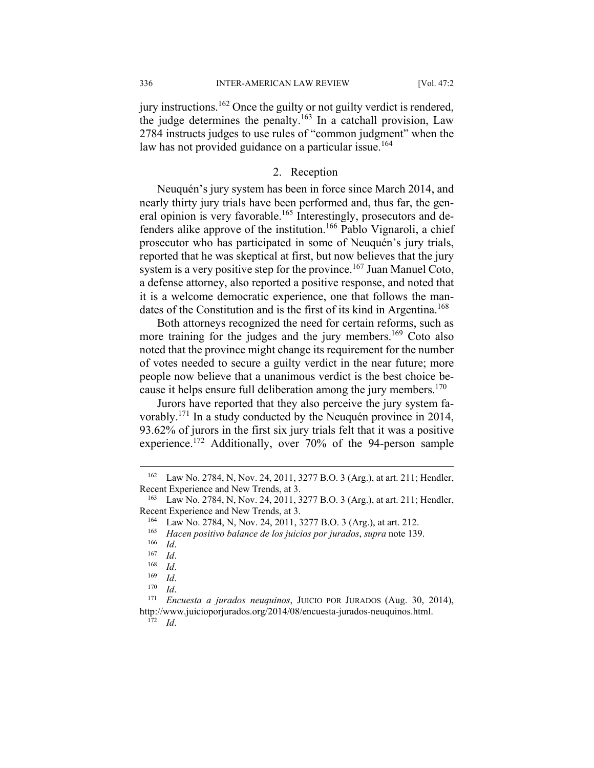jury instructions.[162] Once the guilty or not guilty verdict is rendered, the judge determines the penalty.[163] In a catchall provision, Law 2784 instructs judges to use rules of "common judgment" when the law has not provided guidance on a particular issue.[164]

### 2. Reception

Neuquén's jury system has been in force since March 2014, and nearly thirty jury trials have been performed and, thus far, the general opinion is very favorable.[165] Interestingly, prosecutors and defenders alike approve of the institution.[166] Pablo Vignaroli, a chief prosecutor who has participated in some of Neuquén's jury trials, reported that he was skeptical at first, but now believes that the jury system is a very positive step for the province.[167] Juan Manuel Coto, a defense attorney, also reported a positive response, and noted that it is a welcome democratic experience, one that follows the mandates of the Constitution and is the first of its kind in Argentina.[168]

Both attorneys recognized the need for certain reforms, such as more training for the judges and the jury members.[169] Coto also noted that the province might change its requirement for the number of votes needed to secure a guilty verdict in the near future; more people now believe that a unanimous verdict is the best choice because it helps ensure full deliberation among the jury members.[170]

Jurors have reported that they also perceive the jury system favorably.[171] In a study conducted by the Neuquén province in 2014, 93.62% of jurors in the first six jury trials felt that it was a positive experience.[172] Additionally, over 70% of the 94-person sample

---

[162] Law No. 2784, N, Nov. 24, 2011, 3277 B.O. 3 (Arg.), at art. 211; Hendler, Recent Experience and New Trends, at 3.

[163] Law No. 2784, N, Nov. 24, 2011, 3277 B.O. 3 (Arg.), at art. 211; Hendler, Recent Experience and New Trends, at 3.

[164] Law No. 2784, N, Nov. 24, 2011, 3277 B.O. 3 (Arg.), at art. 212.

[165] *Hacen positivo balance de los juicios por jurados*, *supra* note 139.

[166] *Id*.

[167] *Id*.

[168] *Id*.

[169] *Id*.

[170] *Id*.

[171] *Encuesta a jurados neuquinos*, JUICIO POR JURADOS (Aug. 30, 2014), http://www.juicioporjurados.org/2014/08/encuesta-jurados-neuquinos.html.

[172] *Id*.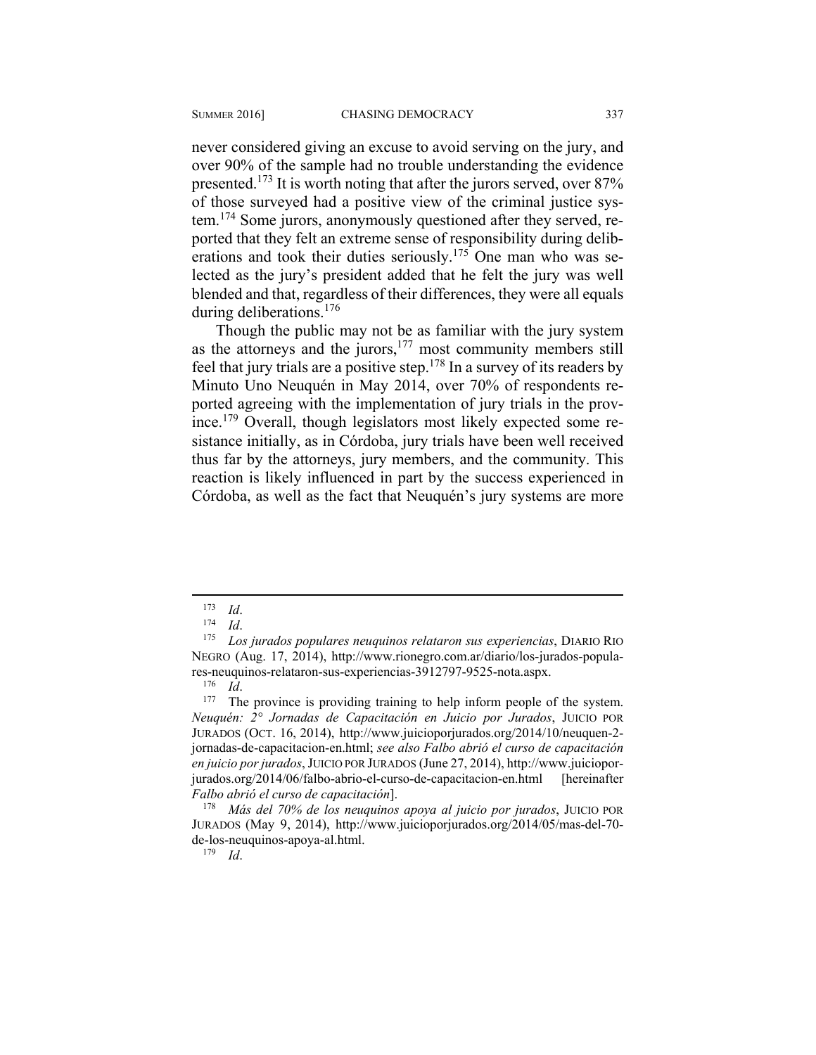never considered giving an excuse to avoid serving on the jury, and over 90% of the sample had no trouble understanding the evidence presented.[173] It is worth noting that after the jurors served, over 87% of those surveyed had a positive view of the criminal justice system.[174] Some jurors, anonymously questioned after they served, reported that they felt an extreme sense of responsibility during deliberations and took their duties seriously.[175] One man who was selected as the jury's president added that he felt the jury was well blended and that, regardless of their differences, they were all equals during deliberations.[176]

Though the public may not be as familiar with the jury system as the attorneys and the jurors,[177] most community members still feel that jury trials are a positive step.[178] In a survey of its readers by Minuto Uno Neuquén in May 2014, over 70% of respondents reported agreeing with the implementation of jury trials in the province.[179] Overall, though legislators most likely expected some resistance initially, as in Córdoba, jury trials have been well received thus far by the attorneys, jury members, and the community. This reaction is likely influenced in part by the success experienced in Córdoba, as well as the fact that Neuquén's jury systems are more

---

[173] *Id*.

[174] *Id*.

[175] *Los jurados populares neuquinos relataron sus experiencias*, DIARIO RIO NEGRO (Aug. 17, 2014), http://www.rionegro.com.ar/diario/los-jurados-populares-neuquinos-relataron-sus-experiencias-3912797-9525-nota.aspx.

[176] *Id*.

[177] The province is providing training to help inform people of the system. *Neuquén: 2° Jornadas de Capacitación en Juicio por Jurados*, JUICIO POR JURADOS (OCT. 16, 2014), http://www.juicioporjurados.org/2014/10/neuquen-2-jornadas-de-capacitacion-en.html; *see also Falbo abrió el curso de capacitación en juicio por jurados*, JUICIO POR JURADOS (June 27, 2014), http://www.juicioporjurados.org/2014/06/falbo-abrio-el-curso-de-capacitacion-en.html [hereinafter *Falbo abrió el curso de capacitación*].

[178] *Más del 70% de los neuquinos apoya al juicio por jurados*, JUICIO POR JURADOS (May 9, 2014), http://www.juicioporjurados.org/2014/05/mas-del-70-de-los-neuquinos-apoya-al.html.

[179] *Id*.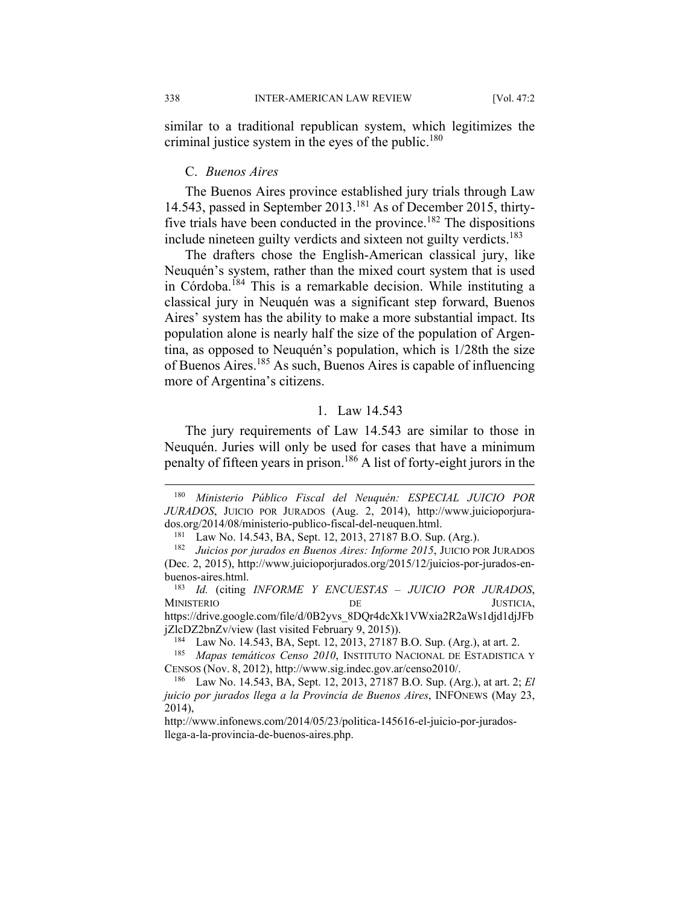similar to a traditional republican system, which legitimizes the criminal justice system in the eyes of the public.[180]

### C. *Buenos Aires*

The Buenos Aires province established jury trials through Law 14.543, passed in September 2013.[181] As of December 2015, thirty-five trials have been conducted in the province.[182] The dispositions include nineteen guilty verdicts and sixteen not guilty verdicts.[183]

The drafters chose the English-American classical jury, like Neuquén's system, rather than the mixed court system that is used in Córdoba.[184] This is a remarkable decision. While instituting a classical jury in Neuquén was a significant step forward, Buenos Aires' system has the ability to make a more substantial impact. Its population alone is nearly half the size of the population of Argentina, as opposed to Neuquén's population, which is 1/28th the size of Buenos Aires.[185] As such, Buenos Aires is capable of influencing more of Argentina's citizens.

#### 1. Law 14.543

The jury requirements of Law 14.543 are similar to those in Neuquén. Juries will only be used for cases that have a minimum penalty of fifteen years in prison.[186] A list of forty-eight jurors in the

---

[180] *Ministerio Público Fiscal del Neuquén: ESPECIAL JUICIO POR JURADOS*, JUICIO POR JURADOS (Aug. 2, 2014), http://www.juicioporjurados.org/2014/08/ministerio-publico-fiscal-del-neuquen.html.

[181] Law No. 14.543, BA, Sept. 12, 2013, 27187 B.O. Sup. (Arg.).

[182] *Juicios por jurados en Buenos Aires: Informe 2015*, JUICIO POR JURADOS (Dec. 2, 2015), http://www.juicioporjurados.org/2015/12/juicios-por-jurados-en-buenos-aires.html.

[183] *Id.* (citing *INFORME Y ENCUESTAS – JUICIO POR JURADOS*, MINISTERIO DE JUSTICIA, https://drive.google.com/file/d/0B2yvs_8DQr4dcXk1VWxia2R2aWs1djd1djJFbjZlcDZ2bnZv/view (last visited February 9, 2015)).

[184] Law No. 14.543, BA, Sept. 12, 2013, 27187 B.O. Sup. (Arg.), at art. 2.

[185] *Mapas temáticos Censo 2010*, INSTITUTO NACIONAL DE ESTADISTICA Y CENSOS (Nov. 8, 2012), http://www.sig.indec.gov.ar/censo2010/.

[186] Law No. 14.543, BA, Sept. 12, 2013, 27187 B.O. Sup. (Arg.), at art. 2; *El juicio por jurados llega a la Provincia de Buenos Aires*, INFONEWS (May 23, 2014), http://www.infonews.com/2014/05/23/politica-145616-el-juicio-por-jurados-llega-a-la-provincia-de-buenos-aires.php.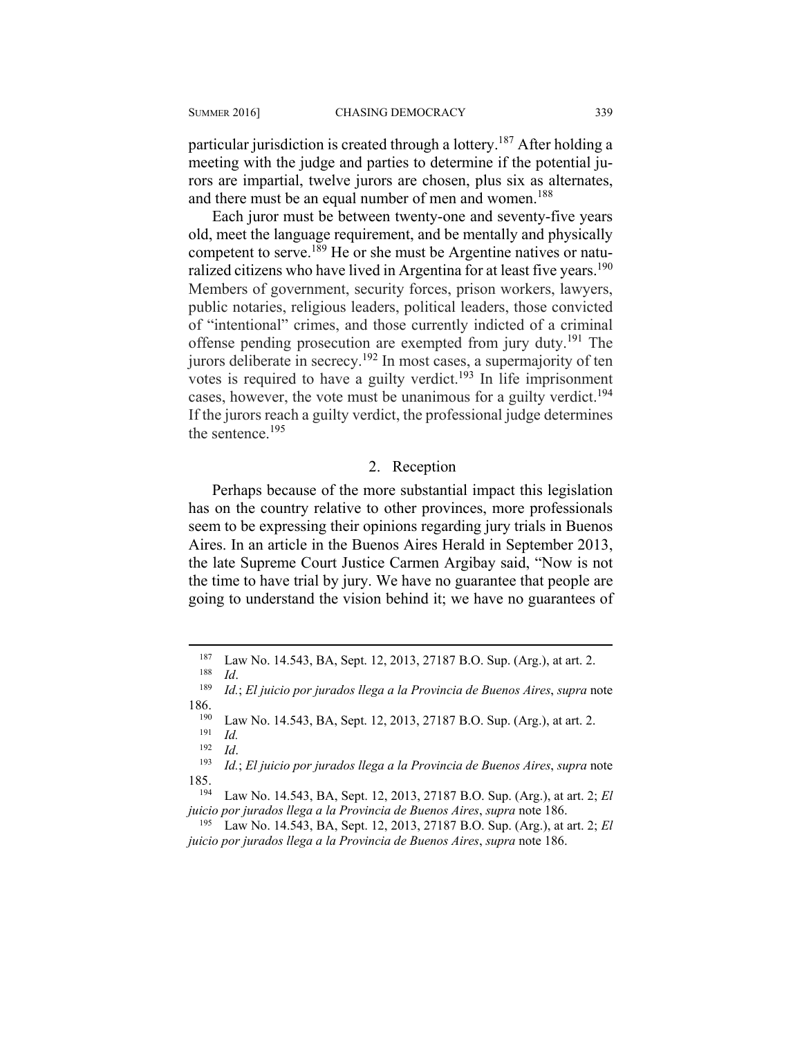particular jurisdiction is created through a lottery.[187] After holding a meeting with the judge and parties to determine if the potential jurors are impartial, twelve jurors are chosen, plus six as alternates, and there must be an equal number of men and women.[188]

Each juror must be between twenty-one and seventy-five years old, meet the language requirement, and be mentally and physically competent to serve.[189] He or she must be Argentine natives or naturalized citizens who have lived in Argentina for at least five years.[190] Members of government, security forces, prison workers, lawyers, public notaries, religious leaders, political leaders, those convicted of "intentional" crimes, and those currently indicted of a criminal offense pending prosecution are exempted from jury duty.[191] The jurors deliberate in secrecy.[192] In most cases, a supermajority of ten votes is required to have a guilty verdict.[193] In life imprisonment cases, however, the vote must be unanimous for a guilty verdict.[194] If the jurors reach a guilty verdict, the professional judge determines the sentence.[195]

### 2. Reception

Perhaps because of the more substantial impact this legislation has on the country relative to other provinces, more professionals seem to be expressing their opinions regarding jury trials in Buenos Aires. In an article in the Buenos Aires Herald in September 2013, the late Supreme Court Justice Carmen Argibay said, "Now is not the time to have trial by jury. We have no guarantee that people are going to understand the vision behind it; we have no guarantees of

---

[187] Law No. 14.543, BA, Sept. 12, 2013, 27187 B.O. Sup. (Arg.), at art. 2.

[188] *Id*.

[189] *Id.*; *El juicio por jurados llega a la Provincia de Buenos Aires*, *supra* note 186.

[190] Law No. 14.543, BA, Sept. 12, 2013, 27187 B.O. Sup. (Arg.), at art. 2.

[191] *Id.*

[192] *Id*.

[193] *Id.*; *El juicio por jurados llega a la Provincia de Buenos Aires*, *supra* note 185.

[194] Law No. 14.543, BA, Sept. 12, 2013, 27187 B.O. Sup. (Arg.), at art. 2; *El juicio por jurados llega a la Provincia de Buenos Aires*, *supra* note 186.

[195] Law No. 14.543, BA, Sept. 12, 2013, 27187 B.O. Sup. (Arg.), at art. 2; *El juicio por jurados llega a la Provincia de Buenos Aires*, *supra* note 186.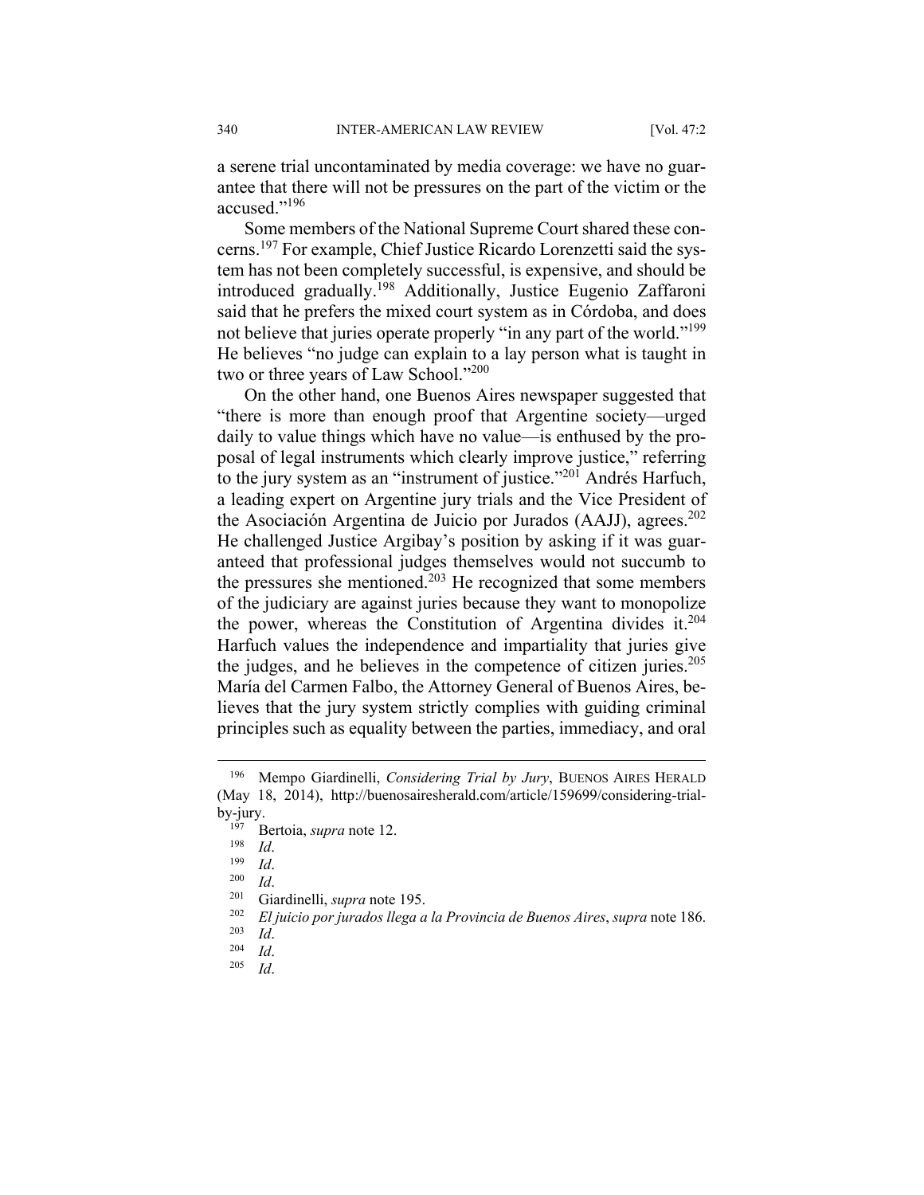a serene trial uncontaminated by media coverage: we have no guarantee that there will not be pressures on the part of the victim or the accused."[196]

Some members of the National Supreme Court shared these concerns.[197] For example, Chief Justice Ricardo Lorenzetti said the system has not been completely successful, is expensive, and should be introduced gradually.[198] Additionally, Justice Eugenio Zaffaroni said that he prefers the mixed court system as in Córdoba, and does not believe that juries operate properly "in any part of the world."[199] He believes "no judge can explain to a lay person what is taught in two or three years of Law School."[200]

On the other hand, one Buenos Aires newspaper suggested that "there is more than enough proof that Argentine society—urged daily to value things which have no value—is enthused by the proposal of legal instruments which clearly improve justice," referring to the jury system as an "instrument of justice."[201] Andrés Harfuch, a leading expert on Argentine jury trials and the Vice President of the Asociación Argentina de Juicio por Jurados (AAJJ), agrees.[202] He challenged Justice Argibay's position by asking if it was guaranteed that professional judges themselves would not succumb to the pressures she mentioned.[203] He recognized that some members of the judiciary are against juries because they want to monopolize the power, whereas the Constitution of Argentina divides it.[204] Harfuch values the independence and impartiality that juries give the judges, and he believes in the competence of citizen juries.[205] María del Carmen Falbo, the Attorney General of Buenos Aires, believes that the jury system strictly complies with guiding criminal principles such as equality between the parties, immediacy, and oral

---

[196] Mempo Giardinelli, *Considering Trial by Jury*, BUENOS AIRES HERALD (May 18, 2014), http://buenosairesherald.com/article/159699/considering-trial-by-jury.

[197] Bertoia, *supra* note 12.

[198] *Id*.

[199] *Id*.

[200] *Id*.

[201] Giardinelli, *supra* note 195.

[202] *El juicio por jurados llega a la Provincia de Buenos Aires*, *supra* note 186.

[203] *Id*.

[204] *Id*.

[205] *Id*.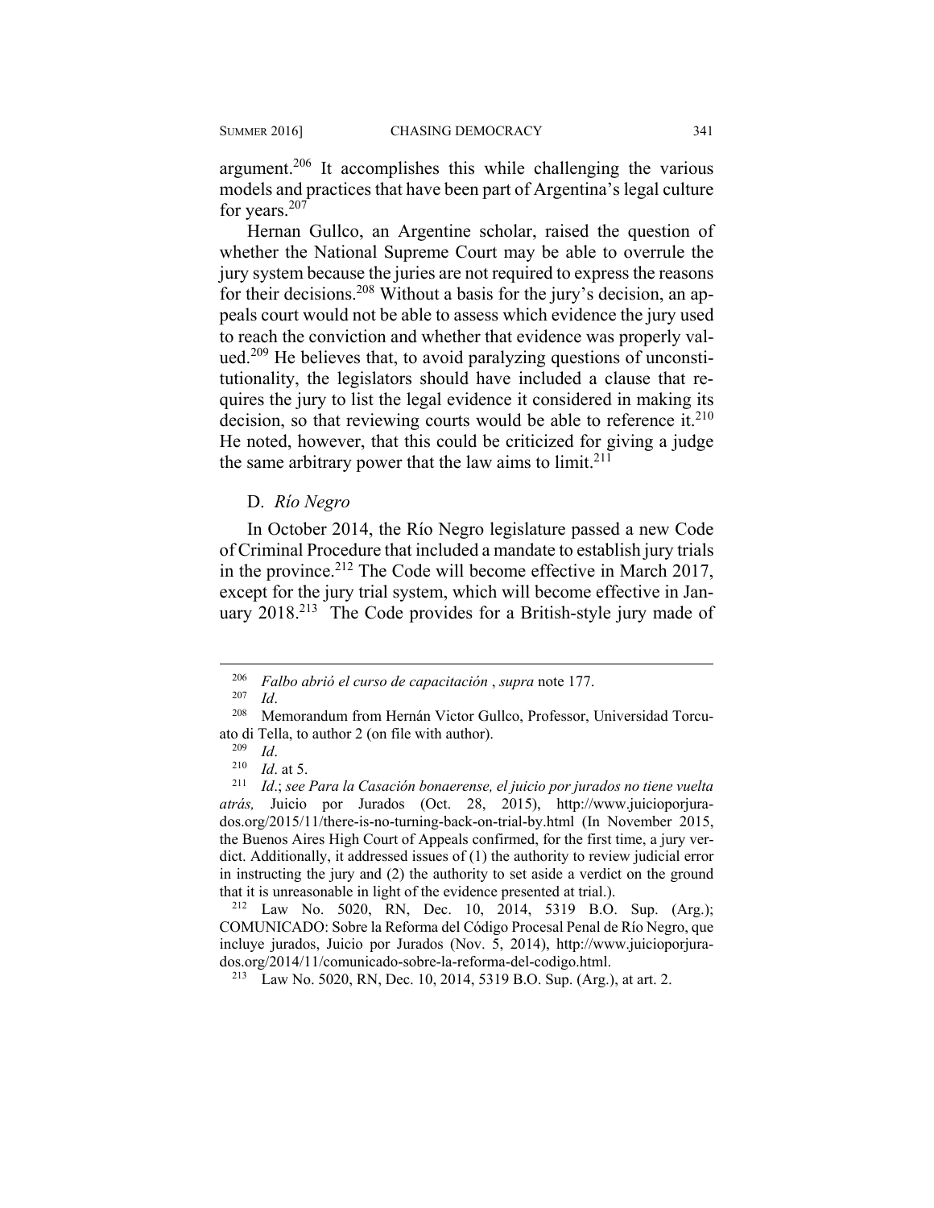argument.[206] It accomplishes this while challenging the various models and practices that have been part of Argentina's legal culture for years.[207]

Hernan Gullco, an Argentine scholar, raised the question of whether the National Supreme Court may be able to overrule the jury system because the juries are not required to express the reasons for their decisions.[208] Without a basis for the jury's decision, an appeals court would not be able to assess which evidence the jury used to reach the conviction and whether that evidence was properly valued.[209] He believes that, to avoid paralyzing questions of unconstitutionality, the legislators should have included a clause that requires the jury to list the legal evidence it considered in making its decision, so that reviewing courts would be able to reference it.[210] He noted, however, that this could be criticized for giving a judge the same arbitrary power that the law aims to limit.[211]

### D. *Río Negro*

In October 2014, the Río Negro legislature passed a new Code of Criminal Procedure that included a mandate to establish jury trials in the province.[212] The Code will become effective in March 2017, except for the jury trial system, which will become effective in January 2018.[213] The Code provides for a British-style jury made of

---

[206] *Falbo abrió el curso de capacitación* , *supra* note 177.

[207] *Id*.

[208] Memorandum from Hernán Victor Gullco, Professor, Universidad Torcuato di Tella, to author 2 (on file with author).

[209] *Id*.

[210] *Id*. at 5.

[211] *Id*.; *see Para la Casación bonaerense, el juicio por jurados no tiene vuelta atrás,* Juicio por Jurados (Oct. 28, 2015), http://www.juicioporjurados.org/2015/11/there-is-no-turning-back-on-trial-by.html (In November 2015, the Buenos Aires High Court of Appeals confirmed, for the first time, a jury verdict. Additionally, it addressed issues of (1) the authority to review judicial error in instructing the jury and (2) the authority to set aside a verdict on the ground that it is unreasonable in light of the evidence presented at trial.).

[212] Law No. 5020, RN, Dec. 10, 2014, 5319 B.O. Sup. (Arg.); COMUNICADO: Sobre la Reforma del Código Procesal Penal de Río Negro, que incluye jurados, Juicio por Jurados (Nov. 5, 2014), http://www.juicioporjurados.org/2014/11/comunicado-sobre-la-reforma-del-codigo.html.

[213] Law No. 5020, RN, Dec. 10, 2014, 5319 B.O. Sup. (Arg.), at art. 2.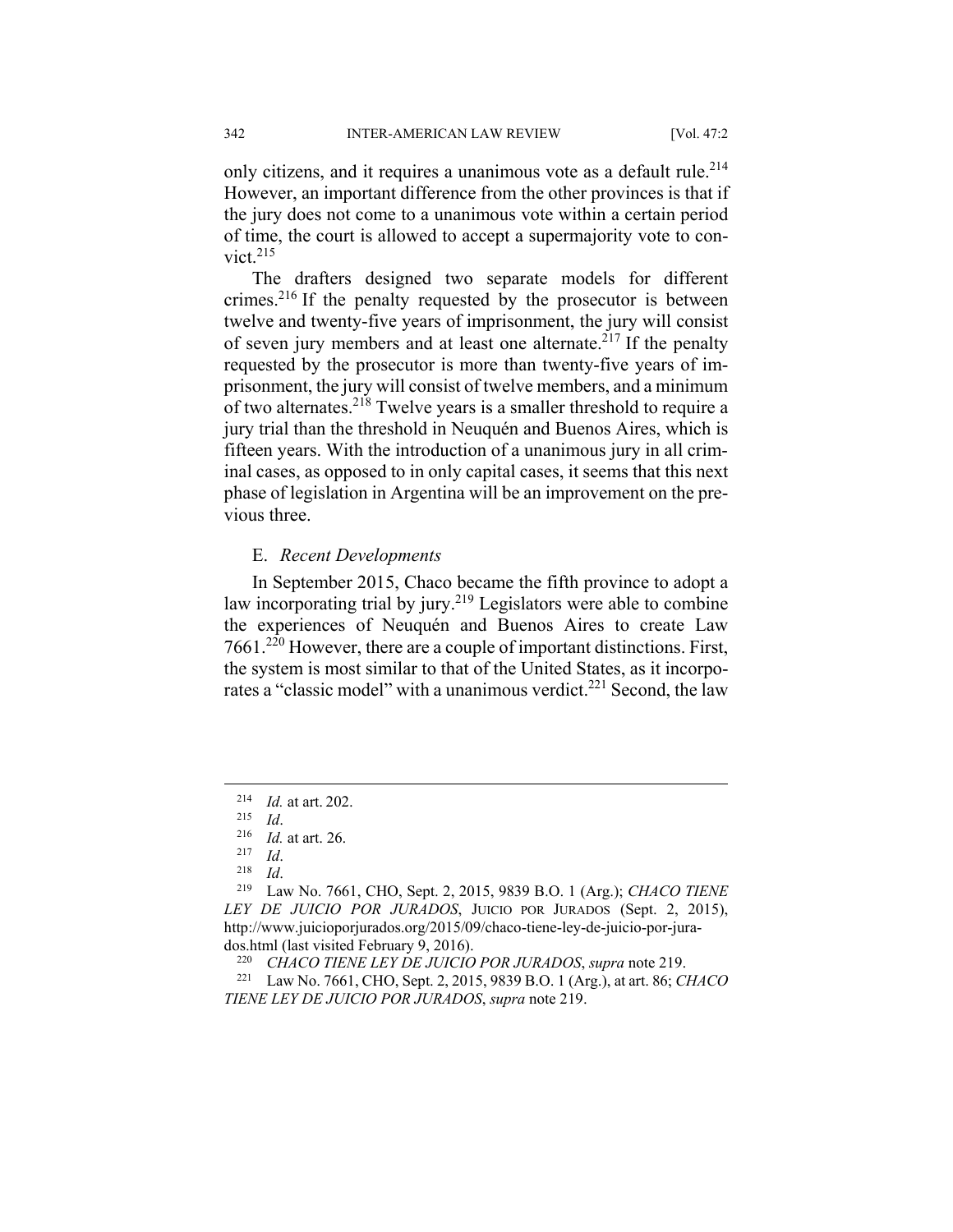only citizens, and it requires a unanimous vote as a default rule.[214] However, an important difference from the other provinces is that if the jury does not come to a unanimous vote within a certain period of time, the court is allowed to accept a supermajority vote to convict.[215]

The drafters designed two separate models for different crimes.[216] If the penalty requested by the prosecutor is between twelve and twenty-five years of imprisonment, the jury will consist of seven jury members and at least one alternate.[217] If the penalty requested by the prosecutor is more than twenty-five years of imprisonment, the jury will consist of twelve members, and a minimum of two alternates.[218] Twelve years is a smaller threshold to require a jury trial than the threshold in Neuquén and Buenos Aires, which is fifteen years. With the introduction of a unanimous jury in all criminal cases, as opposed to in only capital cases, it seems that this next phase of legislation in Argentina will be an improvement on the previous three.

### E. *Recent Developments*

In September 2015, Chaco became the fifth province to adopt a law incorporating trial by jury.[219] Legislators were able to combine the experiences of Neuquén and Buenos Aires to create Law 7661.[220] However, there are a couple of important distinctions. First, the system is most similar to that of the United States, as it incorporates a "classic model" with a unanimous verdict.[221] Second, the law

---

[214] *Id.* at art. 202.

[215] *Id*.

[216] *Id.* at art. 26.

[217] *Id*.

[218] *Id*.

[219] Law No. 7661, CHO, Sept. 2, 2015, 9839 B.O. 1 (Arg.); *CHACO TIENE LEY DE JUICIO POR JURADOS*, JUICIO POR JURADOS (Sept. 2, 2015), http://www.juicioporjurados.org/2015/09/chaco-tiene-ley-de-juicio-por-jurados.html (last visited February 9, 2016).

[220] *CHACO TIENE LEY DE JUICIO POR JURADOS*, *supra* note 219.

[221] Law No. 7661, CHO, Sept. 2, 2015, 9839 B.O. 1 (Arg.), at art. 86; *CHACO TIENE LEY DE JUICIO POR JURADOS*, *supra* note 219.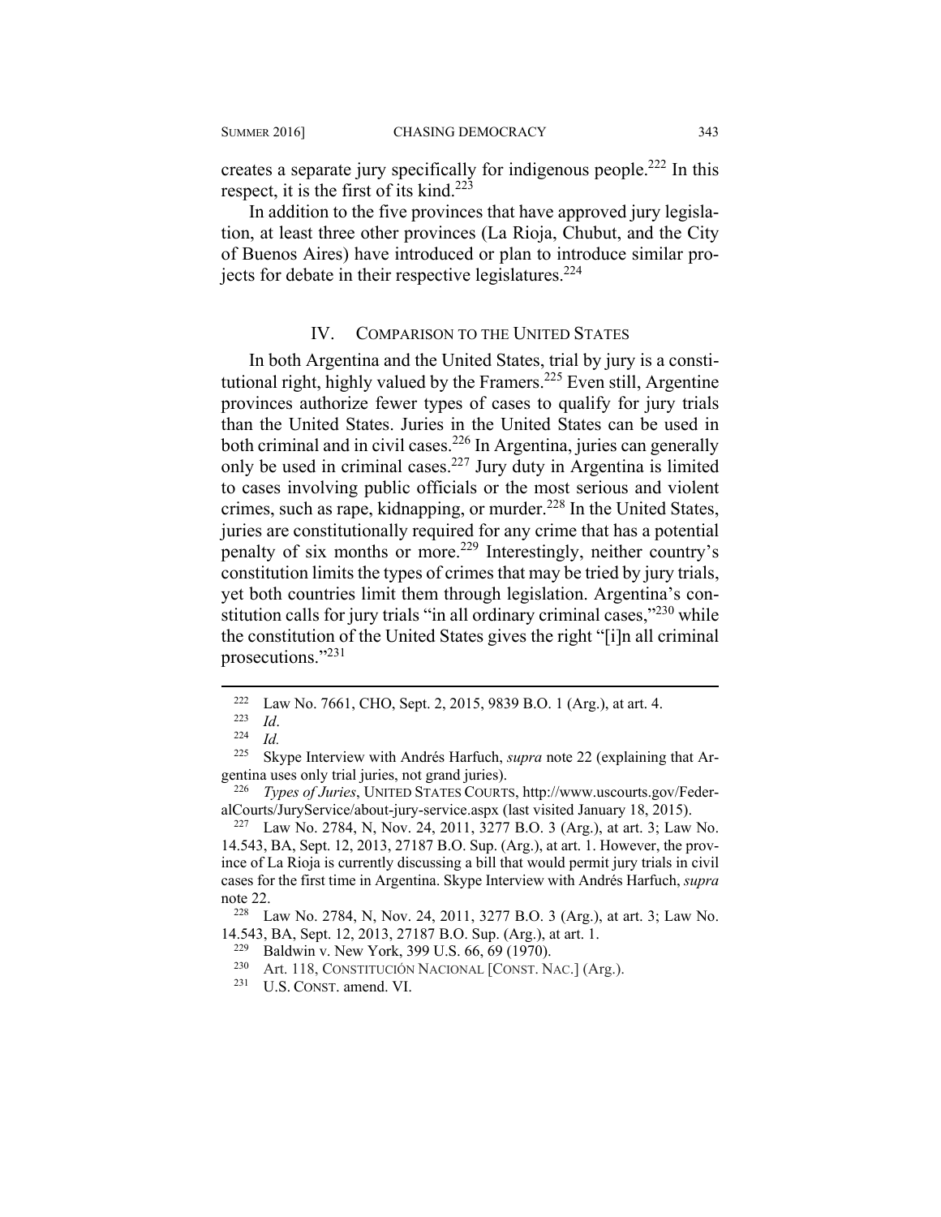creates a separate jury specifically for indigenous people.[222] In this respect, it is the first of its kind.[223]

In addition to the five provinces that have approved jury legislation, at least three other provinces (La Rioja, Chubut, and the City of Buenos Aires) have introduced or plan to introduce similar projects for debate in their respective legislatures.[224]

## IV. COMPARISON TO THE UNITED STATES

In both Argentina and the United States, trial by jury is a constitutional right, highly valued by the Framers.[225] Even still, Argentine provinces authorize fewer types of cases to qualify for jury trials than the United States. Juries in the United States can be used in both criminal and in civil cases.[226] In Argentina, juries can generally only be used in criminal cases.[227] Jury duty in Argentina is limited to cases involving public officials or the most serious and violent crimes, such as rape, kidnapping, or murder.[228] In the United States, juries are constitutionally required for any crime that has a potential penalty of six months or more.[229] Interestingly, neither country's constitution limits the types of crimes that may be tried by jury trials, yet both countries limit them through legislation. Argentina's constitution calls for jury trials "in all ordinary criminal cases,"[230] while the constitution of the United States gives the right "[i]n all criminal prosecutions."[231]

---

[222] Law No. 7661, CHO, Sept. 2, 2015, 9839 B.O. 1 (Arg.), at art. 4.

[223] *Id*.

[224] *Id.*

[225] Skype Interview with Andrés Harfuch, *supra* note 22 (explaining that Argentina uses only trial juries, not grand juries).

[226] *Types of Juries*, UNITED STATES COURTS, http://www.uscourts.gov/FederalCourts/JuryService/about-jury-service.aspx (last visited January 18, 2015).

[227] Law No. 2784, N, Nov. 24, 2011, 3277 B.O. 3 (Arg.), at art. 3; Law No. 14.543, BA, Sept. 12, 2013, 27187 B.O. Sup. (Arg.), at art. 1. However, the province of La Rioja is currently discussing a bill that would permit jury trials in civil cases for the first time in Argentina. Skype Interview with Andrés Harfuch, *supra* note 22.

[228] Law No. 2784, N, Nov. 24, 2011, 3277 B.O. 3 (Arg.), at art. 3; Law No. 14.543, BA, Sept. 12, 2013, 27187 B.O. Sup. (Arg.), at art. 1.

[229] Baldwin v. New York, 399 U.S. 66, 69 (1970).

[230] Art. 118, CONSTITUCIÓN NACIONAL [CONST. NAC.] (Arg.).

[231] U.S. CONST. amend. VI.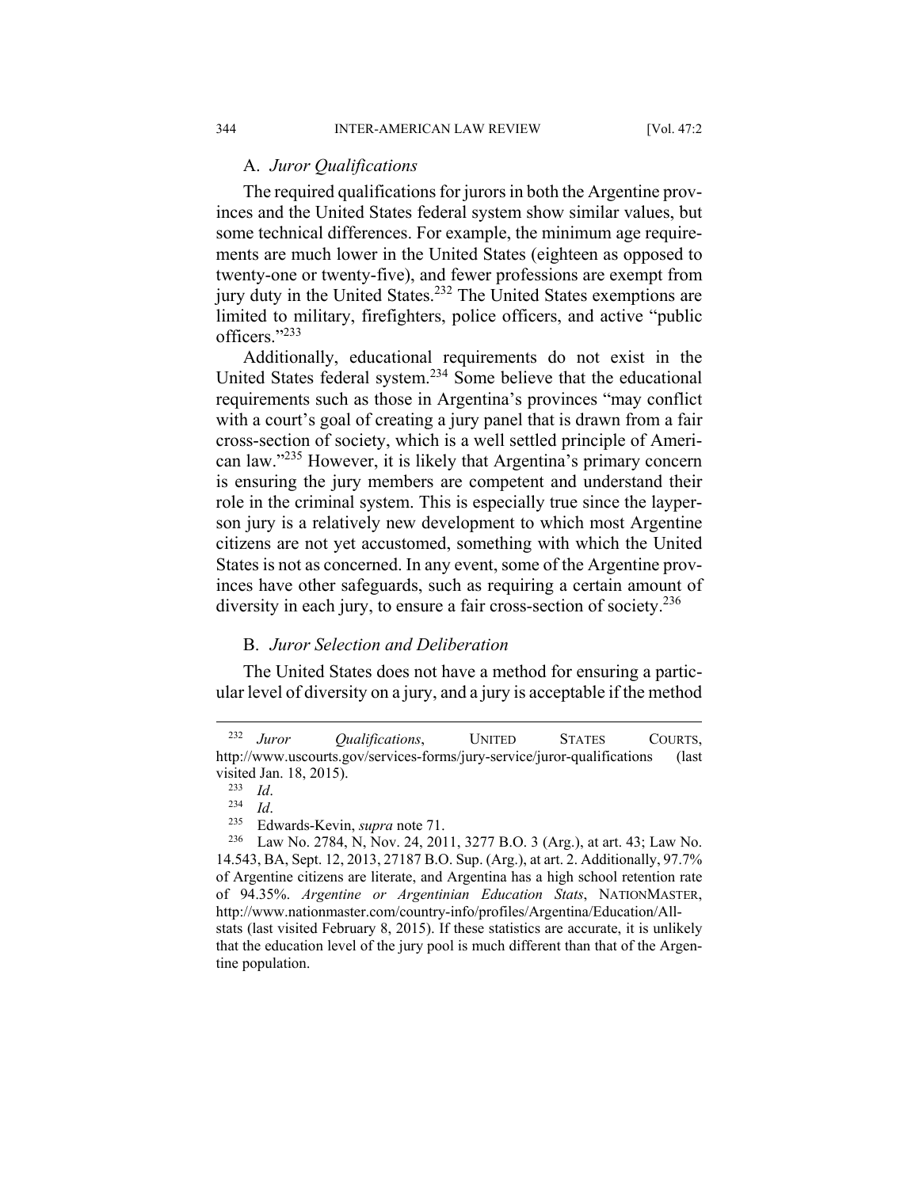### A. *Juror Qualifications*

The required qualifications for jurors in both the Argentine provinces and the United States federal system show similar values, but some technical differences. For example, the minimum age requirements are much lower in the United States (eighteen as opposed to twenty-one or twenty-five), and fewer professions are exempt from jury duty in the United States.[232] The United States exemptions are limited to military, firefighters, police officers, and active "public officers."[233]

Additionally, educational requirements do not exist in the United States federal system.[234] Some believe that the educational requirements such as those in Argentina's provinces "may conflict with a court's goal of creating a jury panel that is drawn from a fair cross-section of society, which is a well settled principle of American law."[235] However, it is likely that Argentina's primary concern is ensuring the jury members are competent and understand their role in the criminal system. This is especially true since the layperson jury is a relatively new development to which most Argentine citizens are not yet accustomed, something with which the United States is not as concerned. In any event, some of the Argentine provinces have other safeguards, such as requiring a certain amount of diversity in each jury, to ensure a fair cross-section of society.[236]

### B. *Juror Selection and Deliberation*

The United States does not have a method for ensuring a particular level of diversity on a jury, and a jury is acceptable if the method

---

[232] *Juror Qualifications*, UNITED STATES COURTS, http://www.uscourts.gov/services-forms/jury-service/juror-qualifications (last visited Jan. 18, 2015).

[233] *Id*.

[234] *Id*.

[235] Edwards-Kevin, *supra* note 71.

[236] Law No. 2784, N, Nov. 24, 2011, 3277 B.O. 3 (Arg.), at art. 43; Law No. 14.543, BA, Sept. 12, 2013, 27187 B.O. Sup. (Arg.), at art. 2. Additionally, 97.7% of Argentine citizens are literate, and Argentina has a high school retention rate of 94.35%. *Argentine or Argentinian Education Stats*, NATIONMASTER, http://www.nationmaster.com/country-info/profiles/Argentina/Education/All-stats (last visited February 8, 2015). If these statistics are accurate, it is unlikely that the education level of the jury pool is much different than that of the Argentine population.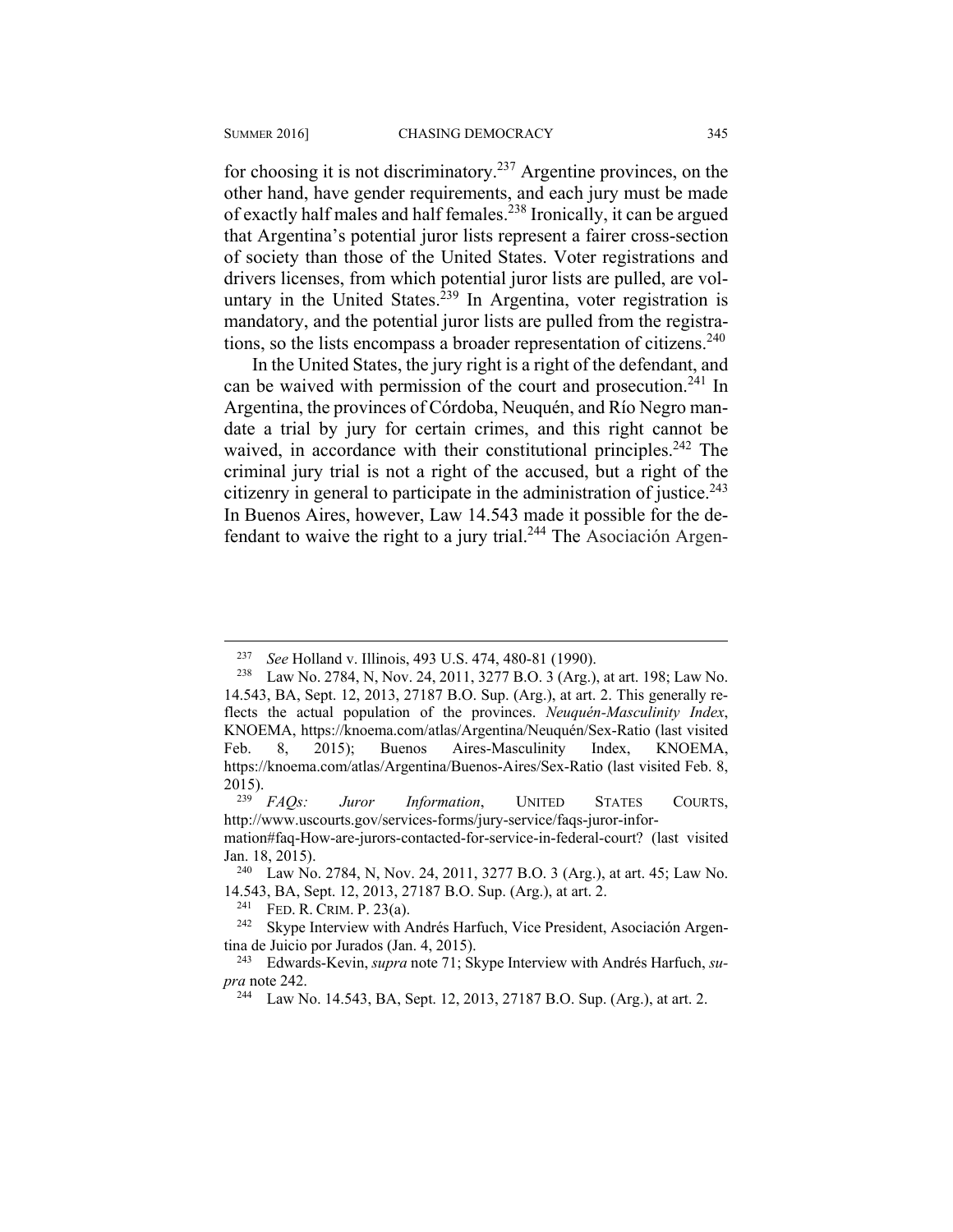for choosing it is not discriminatory.[237] Argentine provinces, on the other hand, have gender requirements, and each jury must be made of exactly half males and half females.[238] Ironically, it can be argued that Argentina's potential juror lists represent a fairer cross-section of society than those of the United States. Voter registrations and drivers licenses, from which potential juror lists are pulled, are voluntary in the United States.[239] In Argentina, voter registration is mandatory, and the potential juror lists are pulled from the registrations, so the lists encompass a broader representation of citizens.[240]

In the United States, the jury right is a right of the defendant, and can be waived with permission of the court and prosecution.[241] In Argentina, the provinces of Córdoba, Neuquén, and Río Negro mandate a trial by jury for certain crimes, and this right cannot be waived, in accordance with their constitutional principles.[242] The criminal jury trial is not a right of the accused, but a right of the citizenry in general to participate in the administration of justice.[243] In Buenos Aires, however, Law 14.543 made it possible for the defendant to waive the right to a jury trial.[244] The Asociación Argen-

---

[237] *See* Holland v. Illinois, 493 U.S. 474, 480-81 (1990).

[238] Law No. 2784, N, Nov. 24, 2011, 3277 B.O. 3 (Arg.), at art. 198; Law No. 14.543, BA, Sept. 12, 2013, 27187 B.O. Sup. (Arg.), at art. 2. This generally reflects the actual population of the provinces. *Neuquén-Masculinity Index*, KNOEMA, https://knoema.com/atlas/Argentina/Neuquén/Sex-Ratio (last visited Feb. 8, 2015); Buenos Aires-Masculinity Index, KNOEMA, https://knoema.com/atlas/Argentina/Buenos-Aires/Sex-Ratio (last visited Feb. 8, 2015).

[239] *FAQs: Juror Information*, UNITED STATES COURTS, http://www.uscourts.gov/services-forms/jury-service/faqs-juror-information#faq-How-are-jurors-contacted-for-service-in-federal-court? (last visited Jan. 18, 2015).

[240] Law No. 2784, N, Nov. 24, 2011, 3277 B.O. 3 (Arg.), at art. 45; Law No. 14.543, BA, Sept. 12, 2013, 27187 B.O. Sup. (Arg.), at art. 2.

[241] FED. R. CRIM. P. 23(a).

[242] Skype Interview with Andrés Harfuch, Vice President, Asociación Argentina de Juicio por Jurados (Jan. 4, 2015).

[243] Edwards-Kevin, *supra* note 71; Skype Interview with Andrés Harfuch, *supra* note 242.

[244] Law No. 14.543, BA, Sept. 12, 2013, 27187 B.O. Sup. (Arg.), at art. 2.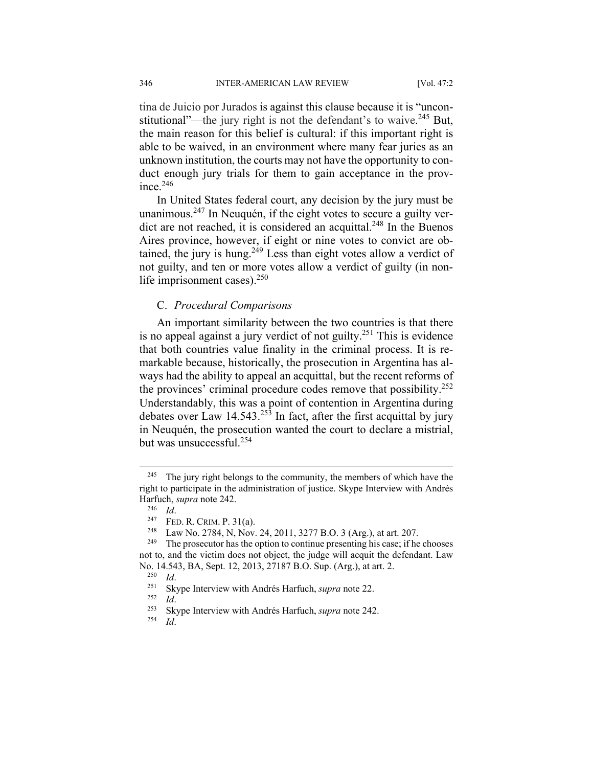tina de Juicio por Jurados is against this clause because it is "unconstitutional"—the jury right is not the defendant's to waive.[245] But, the main reason for this belief is cultural: if this important right is able to be waived, in an environment where many fear juries as an unknown institution, the courts may not have the opportunity to conduct enough jury trials for them to gain acceptance in the province.[246]

In United States federal court, any decision by the jury must be unanimous.[247] In Neuquén, if the eight votes to secure a guilty verdict are not reached, it is considered an acquittal.[248] In the Buenos Aires province, however, if eight or nine votes to convict are obtained, the jury is hung.[249] Less than eight votes allow a verdict of not guilty, and ten or more votes allow a verdict of guilty (in non-life imprisonment cases).[250]

### C. *Procedural Comparisons*

An important similarity between the two countries is that there is no appeal against a jury verdict of not guilty.[251] This is evidence that both countries value finality in the criminal process. It is remarkable because, historically, the prosecution in Argentina has always had the ability to appeal an acquittal, but the recent reforms of the provinces' criminal procedure codes remove that possibility.[252] Understandably, this was a point of contention in Argentina during debates over Law 14.543.[253] In fact, after the first acquittal by jury in Neuquén, the prosecution wanted the court to declare a mistrial, but was unsuccessful.[254]

---

[245] The jury right belongs to the community, the members of which have the right to participate in the administration of justice. Skype Interview with Andrés Harfuch, *supra* note 242.

[246] *Id*.

[247] FED. R. CRIM. P. 31(a).

[248] Law No. 2784, N, Nov. 24, 2011, 3277 B.O. 3 (Arg.), at art. 207.

[249] The prosecutor has the option to continue presenting his case; if he chooses not to, and the victim does not object, the judge will acquit the defendant. Law No. 14.543, BA, Sept. 12, 2013, 27187 B.O. Sup. (Arg.), at art. 2.

[250] *Id*.

[251] Skype Interview with Andrés Harfuch, *supra* note 22.

[252] *Id*.

[253] Skype Interview with Andrés Harfuch, *supra* note 242.

[254] *Id*.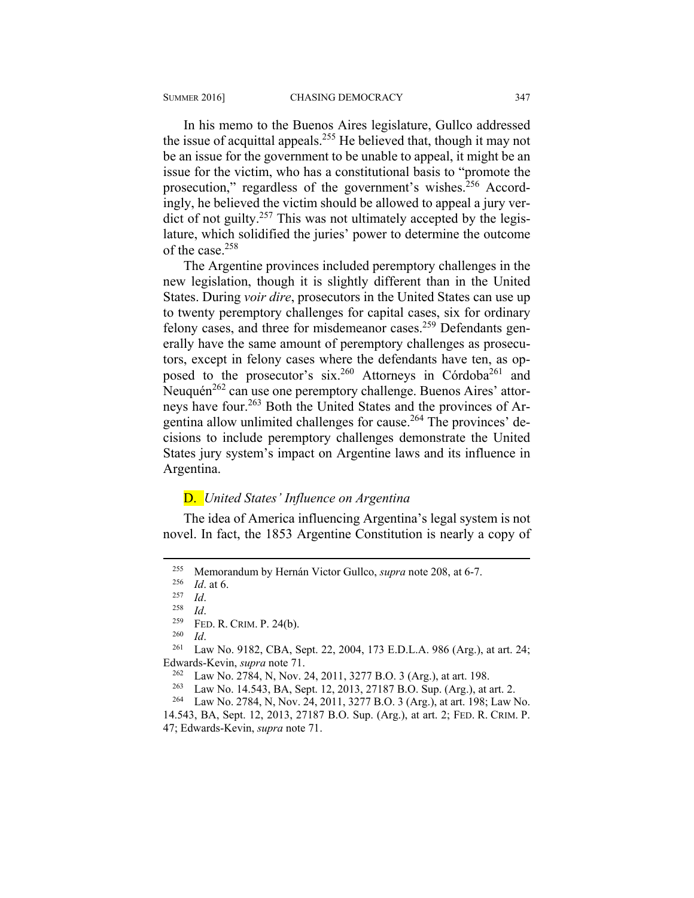In his memo to the Buenos Aires legislature, Gullco addressed the issue of acquittal appeals.[255] He believed that, though it may not be an issue for the government to be unable to appeal, it might be an issue for the victim, who has a constitutional basis to "promote the prosecution," regardless of the government's wishes.[256] Accordingly, he believed the victim should be allowed to appeal a jury verdict of not guilty.[257] This was not ultimately accepted by the legislature, which solidified the juries' power to determine the outcome of the case.[258]

The Argentine provinces included peremptory challenges in the new legislation, though it is slightly different than in the United States. During *voir dire*, prosecutors in the United States can use up to twenty peremptory challenges for capital cases, six for ordinary felony cases, and three for misdemeanor cases.[259] Defendants generally have the same amount of peremptory challenges as prosecutors, except in felony cases where the defendants have ten, as opposed to the prosecutor's six.[260] Attorneys in Córdoba[261] and Neuquén[262] can use one peremptory challenge. Buenos Aires' attorneys have four.[263] Both the United States and the provinces of Argentina allow unlimited challenges for cause.[264] The provinces' decisions to include peremptory challenges demonstrate the United States jury system's impact on Argentine laws and its influence in Argentina.

### D. *United States' Influence on Argentina*

The idea of America influencing Argentina's legal system is not novel. In fact, the 1853 Argentine Constitution is nearly a copy of

---

[255] Memorandum by Hernán Victor Gullco, *supra* note 208, at 6-7.

[256] *Id*. at 6.

[257] *Id*.

[258] *Id*.

[259] FED. R. CRIM. P. 24(b).

[260] *Id*.

[261] Law No. 9182, CBA, Sept. 22, 2004, 173 E.D.L.A. 986 (Arg.), at art. 24; Edwards-Kevin, *supra* note 71.

[262] Law No. 2784, N, Nov. 24, 2011, 3277 B.O. 3 (Arg.), at art. 198.

[263] Law No. 14.543, BA, Sept. 12, 2013, 27187 B.O. Sup. (Arg.), at art. 2.

[264] Law No. 2784, N, Nov. 24, 2011, 3277 B.O. 3 (Arg.), at art. 198; Law No. 14.543, BA, Sept. 12, 2013, 27187 B.O. Sup. (Arg.), at art. 2; FED. R. CRIM. P. 47; Edwards-Kevin, *supra* note 71.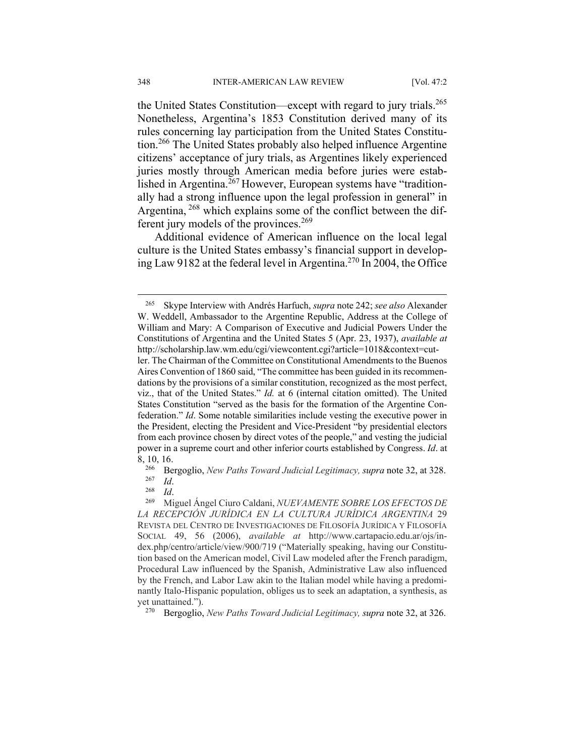the United States Constitution—except with regard to jury trials.[265] Nonetheless, Argentina's 1853 Constitution derived many of its rules concerning lay participation from the United States Constitution.[266] The United States probably also helped influence Argentine citizens' acceptance of jury trials, as Argentines likely experienced juries mostly through American media before juries were established in Argentina.[267] However, European systems have "traditionally had a strong influence upon the legal profession in general" in Argentina,[268] which explains some of the conflict between the different jury models of the provinces.[269]

Additional evidence of American influence on the local legal culture is the United States embassy's financial support in developing Law 9182 at the federal level in Argentina.[270] In 2004, the Office

---

[265] Skype Interview with Andrés Harfuch, *supra* note 242; *see also* Alexander W. Weddell, Ambassador to the Argentine Republic, Address at the College of William and Mary: A Comparison of Executive and Judicial Powers Under the Constitutions of Argentina and the United States 5 (Apr. 23, 1937), *available at* http://scholarship.law.wm.edu/cgi/viewcontent.cgi?article=1018&context=cutler. The Chairman of the Committee on Constitutional Amendments to the Buenos Aires Convention of 1860 said, "The committee has been guided in its recommendations by the provisions of a similar constitution, recognized as the most perfect, viz., that of the United States." *Id.* at 6 (internal citation omitted). The United States Constitution "served as the basis for the formation of the Argentine Confederation." *Id*. Some notable similarities include vesting the executive power in the President, electing the President and Vice-President "by presidential electors from each province chosen by direct votes of the people," and vesting the judicial power in a supreme court and other inferior courts established by Congress. *Id*. at 8, 10, 16.

[266] Bergoglio, *New Paths Toward Judicial Legitimacy, supra* note 32, at 328.

[267] *Id*.

[268] *Id*.

[269] Miguel Ángel Ciuro Caldani, *NUEVAMENTE SOBRE LOS EFECTOS DE LA RECEPCIÓN JURÍDICA EN LA CULTURA JURÍDICA ARGENTINA* 29 REVISTA DEL CENTRO DE INVESTIGACIONES DE FILOSOFÍA JURÍDICA Y FILOSOFÍA SOCIAL 49, 56 (2006), *available at* http://www.cartapacio.edu.ar/ojs/index.php/centro/article/view/900/719 ("Materially speaking, having our Constitution based on the American model, Civil Law modeled after the French paradigm, Procedural Law influenced by the Spanish, Administrative Law also influenced by the French, and Labor Law akin to the Italian model while having a predominantly Italo-Hispanic population, obliges us to seek an adaptation, a synthesis, as yet unattained.").

[270] Bergoglio, *New Paths Toward Judicial Legitimacy, supra* note 32, at 326.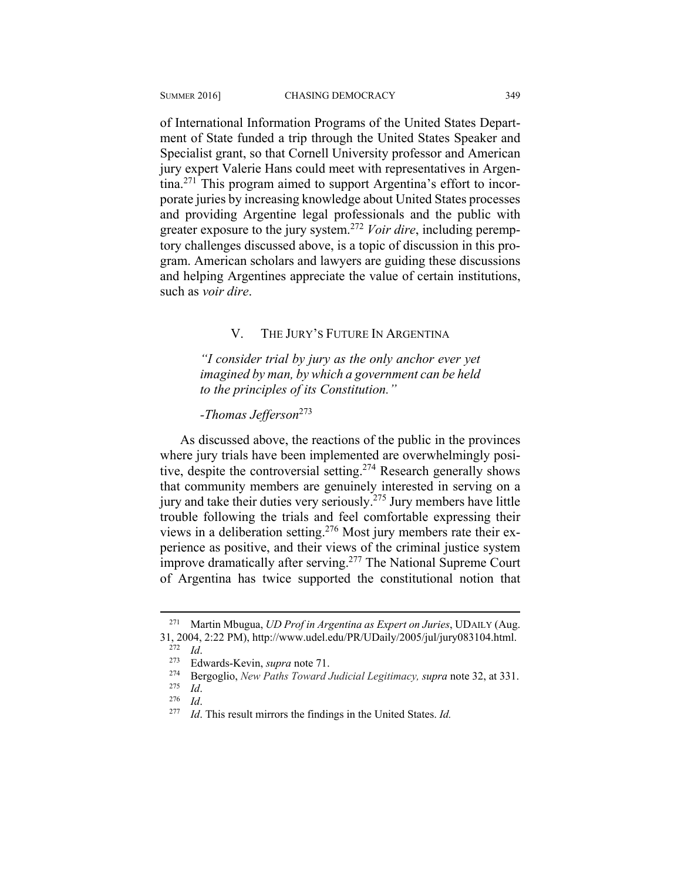of International Information Programs of the United States Department of State funded a trip through the United States Speaker and Specialist grant, so that Cornell University professor and American jury expert Valerie Hans could meet with representatives in Argentina.[271] This program aimed to support Argentina's effort to incorporate juries by increasing knowledge about United States processes and providing Argentine legal professionals and the public with greater exposure to the jury system.[272] *Voir dire*, including peremptory challenges discussed above, is a topic of discussion in this program. American scholars and lawyers are guiding these discussions and helping Argentines appreciate the value of certain institutions, such as *voir dire*.

## V. THE JURY'S FUTURE IN ARGENTINA

> *"I consider trial by jury as the only anchor ever yet imagined by man, by which a government can be held to the principles of its Constitution."*
>
> *-Thomas Jefferson*[273]

As discussed above, the reactions of the public in the provinces where jury trials have been implemented are overwhelmingly positive, despite the controversial setting.[274] Research generally shows that community members are genuinely interested in serving on a jury and take their duties very seriously.[275] Jury members have little trouble following the trials and feel comfortable expressing their views in a deliberation setting.[276] Most jury members rate their experience as positive, and their views of the criminal justice system improve dramatically after serving.[277] The National Supreme Court of Argentina has twice supported the constitutional notion that

---

[271] Martin Mbugua, *UD Prof in Argentina as Expert on Juries*, UDAILY (Aug. 31, 2004, 2:22 PM), http://www.udel.edu/PR/UDaily/2005/jul/jury083104.html.

[272] *Id*.

[273] Edwards-Kevin, *supra* note 71.

[274] Bergoglio, *New Paths Toward Judicial Legitimacy, supra* note 32, at 331.

[275] *Id*.

[276] *Id*.

[277] *Id*. This result mirrors the findings in the United States. *Id.*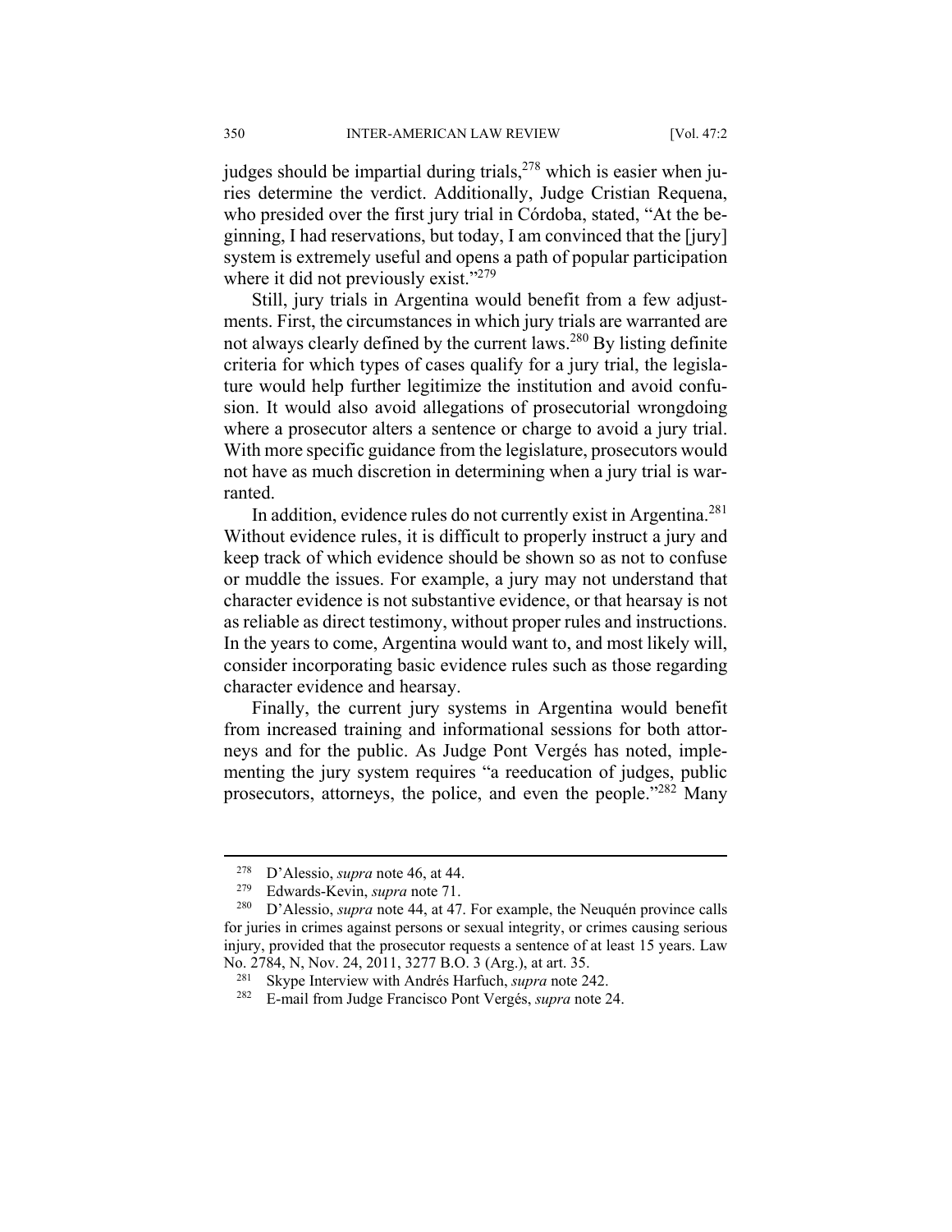judges should be impartial during trials,[278] which is easier when juries determine the verdict. Additionally, Judge Cristian Requena, who presided over the first jury trial in Córdoba, stated, "At the beginning, I had reservations, but today, I am convinced that the [jury] system is extremely useful and opens a path of popular participation where it did not previously exist."[279]

Still, jury trials in Argentina would benefit from a few adjustments. First, the circumstances in which jury trials are warranted are not always clearly defined by the current laws.[280] By listing definite criteria for which types of cases qualify for a jury trial, the legislature would help further legitimize the institution and avoid confusion. It would also avoid allegations of prosecutorial wrongdoing where a prosecutor alters a sentence or charge to avoid a jury trial. With more specific guidance from the legislature, prosecutors would not have as much discretion in determining when a jury trial is warranted.

In addition, evidence rules do not currently exist in Argentina.[281] Without evidence rules, it is difficult to properly instruct a jury and keep track of which evidence should be shown so as not to confuse or muddle the issues. For example, a jury may not understand that character evidence is not substantive evidence, or that hearsay is not as reliable as direct testimony, without proper rules and instructions. In the years to come, Argentina would want to, and most likely will, consider incorporating basic evidence rules such as those regarding character evidence and hearsay.

Finally, the current jury systems in Argentina would benefit from increased training and informational sessions for both attorneys and for the public. As Judge Pont Vergés has noted, implementing the jury system requires "a reeducation of judges, public prosecutors, attorneys, the police, and even the people."[282] Many

---

[278] D'Alessio, *supra* note 46, at 44.

[279] Edwards-Kevin, *supra* note 71.

[280] D'Alessio, *supra* note 44, at 47. For example, the Neuquén province calls for juries in crimes against persons or sexual integrity, or crimes causing serious injury, provided that the prosecutor requests a sentence of at least 15 years. Law No. 2784, N, Nov. 24, 2011, 3277 B.O. 3 (Arg.), at art. 35.

[281] Skype Interview with Andrés Harfuch, *supra* note 242.

[282] E-mail from Judge Francisco Pont Vergés, *supra* note 24.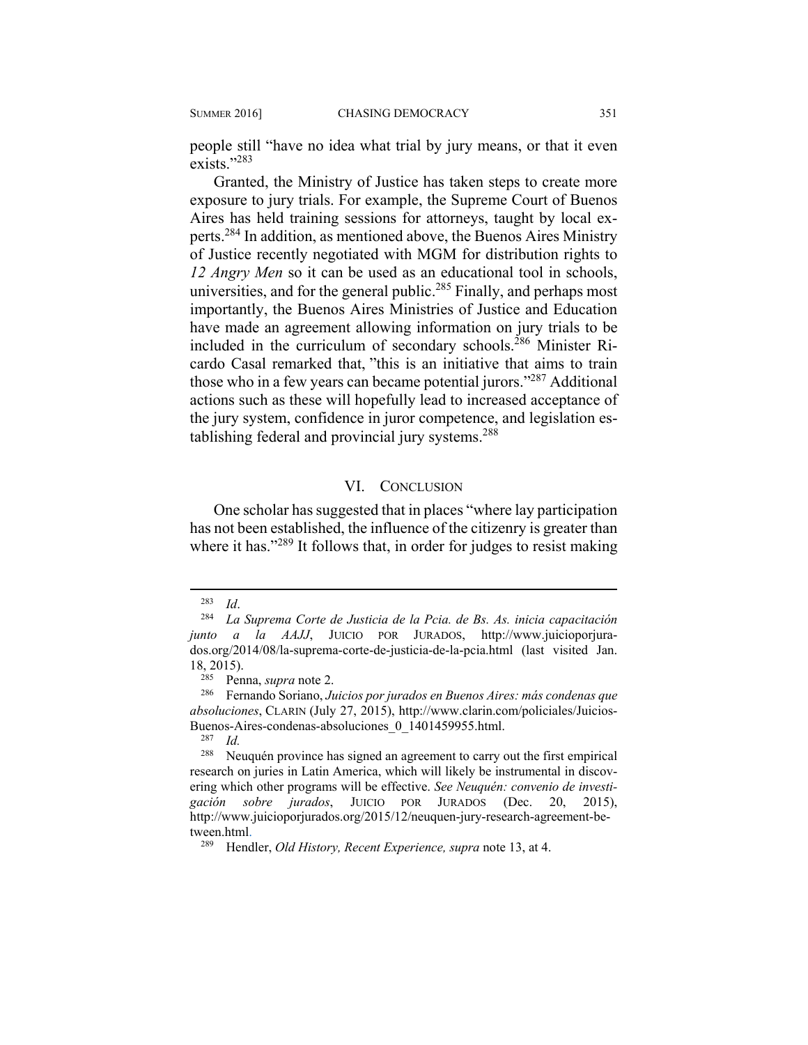people still "have no idea what trial by jury means, or that it even exists."[283]

Granted, the Ministry of Justice has taken steps to create more exposure to jury trials. For example, the Supreme Court of Buenos Aires has held training sessions for attorneys, taught by local experts.[284] In addition, as mentioned above, the Buenos Aires Ministry of Justice recently negotiated with MGM for distribution rights to *12 Angry Men* so it can be used as an educational tool in schools, universities, and for the general public.[285] Finally, and perhaps most importantly, the Buenos Aires Ministries of Justice and Education have made an agreement allowing information on jury trials to be included in the curriculum of secondary schools.[286] Minister Ricardo Casal remarked that, "this is an initiative that aims to train those who in a few years can became potential jurors."[287] Additional actions such as these will hopefully lead to increased acceptance of the jury system, confidence in juror competence, and legislation establishing federal and provincial jury systems.[288]

## VI. CONCLUSION

One scholar has suggested that in places "where lay participation has not been established, the influence of the citizenry is greater than where it has."[289] It follows that, in order for judges to resist making

---

[283] *Id*.

[284] *La Suprema Corte de Justicia de la Pcia. de Bs. As. inicia capacitación junto a la AAJJ*, JUICIO POR JURADOS, http://www.juicioporjurados.org/2014/08/la-suprema-corte-de-justicia-de-la-pcia.html (last visited Jan. 18, 2015).

[285] Penna, *supra* note 2.

[286] Fernando Soriano, *Juicios por jurados en Buenos Aires: más condenas que absoluciones*, CLARIN (July 27, 2015), http://www.clarin.com/policiales/Juicios-Buenos-Aires-condenas-absoluciones_0_1401459955.html.

[287] *Id.*

[288] Neuquén province has signed an agreement to carry out the first empirical research on juries in Latin America, which will likely be instrumental in discovering which other programs will be effective. *See Neuquén: convenio de investigación sobre jurados*, JUICIO POR JURADOS (Dec. 20, 2015), http://www.juicioporjurados.org/2015/12/neuquen-jury-research-agreement-between.html.

[289] Hendler, *Old History, Recent Experience, supra* note 13, at 4.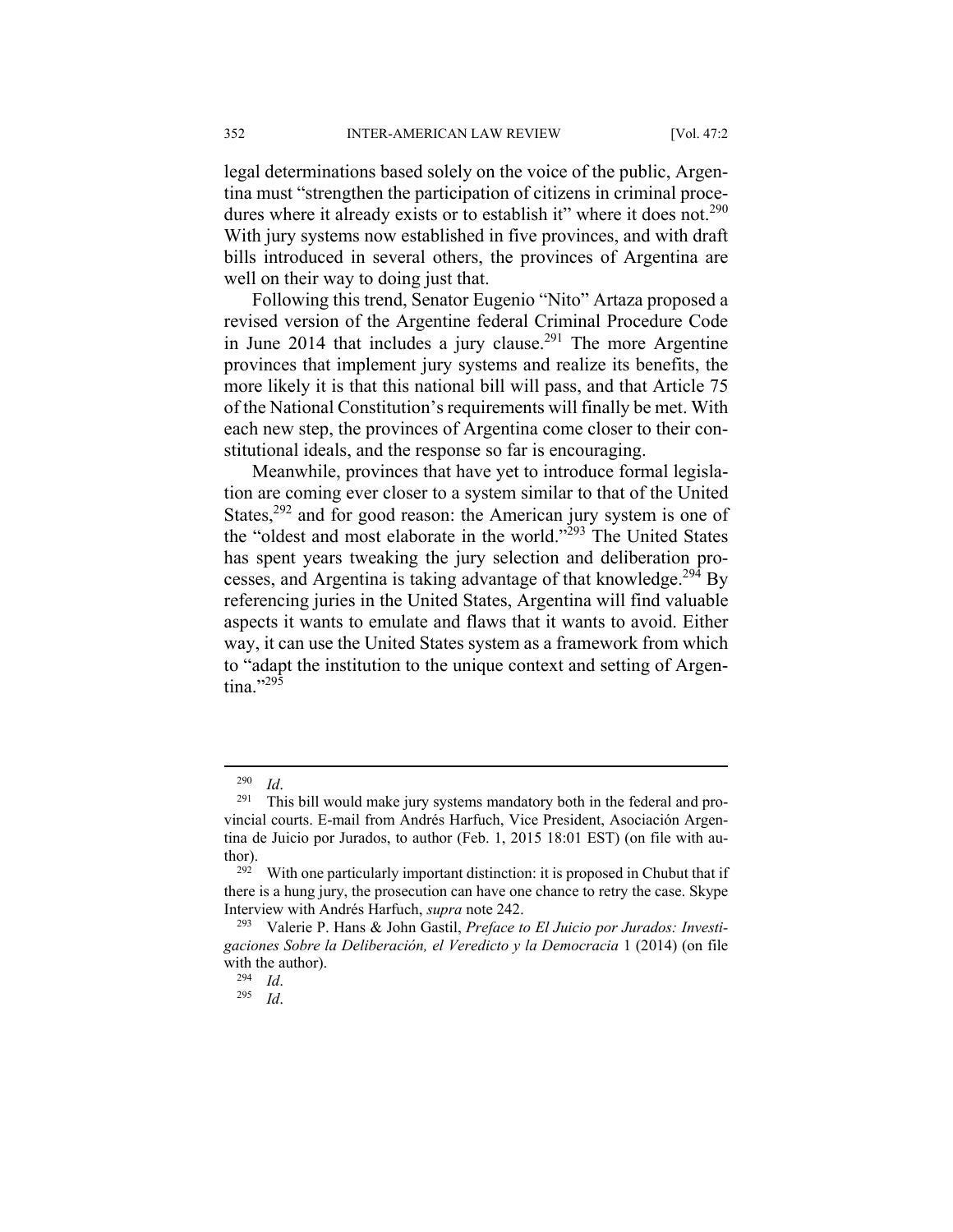legal determinations based solely on the voice of the public, Argentina must "strengthen the participation of citizens in criminal procedures where it already exists or to establish it" where it does not.[290] With jury systems now established in five provinces, and with draft bills introduced in several others, the provinces of Argentina are well on their way to doing just that.

Following this trend, Senator Eugenio "Nito" Artaza proposed a revised version of the Argentine federal Criminal Procedure Code in June 2014 that includes a jury clause.[291] The more Argentine provinces that implement jury systems and realize its benefits, the more likely it is that this national bill will pass, and that Article 75 of the National Constitution's requirements will finally be met. With each new step, the provinces of Argentina come closer to their constitutional ideals, and the response so far is encouraging.

Meanwhile, provinces that have yet to introduce formal legislation are coming ever closer to a system similar to that of the United States,[292] and for good reason: the American jury system is one of the "oldest and most elaborate in the world."[293] The United States has spent years tweaking the jury selection and deliberation processes, and Argentina is taking advantage of that knowledge.[294] By referencing juries in the United States, Argentina will find valuable aspects it wants to emulate and flaws that it wants to avoid. Either way, it can use the United States system as a framework from which to "adapt the institution to the unique context and setting of Argentina."[295]

---

[290] *Id*.

[291] This bill would make jury systems mandatory both in the federal and provincial courts. E-mail from Andrés Harfuch, Vice President, Asociación Argentina de Juicio por Jurados, to author (Feb. 1, 2015 18:01 EST) (on file with author).

[292] With one particularly important distinction: it is proposed in Chubut that if there is a hung jury, the prosecution can have one chance to retry the case. Skype Interview with Andrés Harfuch, *supra* note 242.

[293] Valerie P. Hans & John Gastil, *Preface to El Juicio por Jurados: Investigaciones Sobre la Deliberación, el Veredicto y la Democracia* 1 (2014) (on file with the author).

[294] *Id*.

[295] *Id*.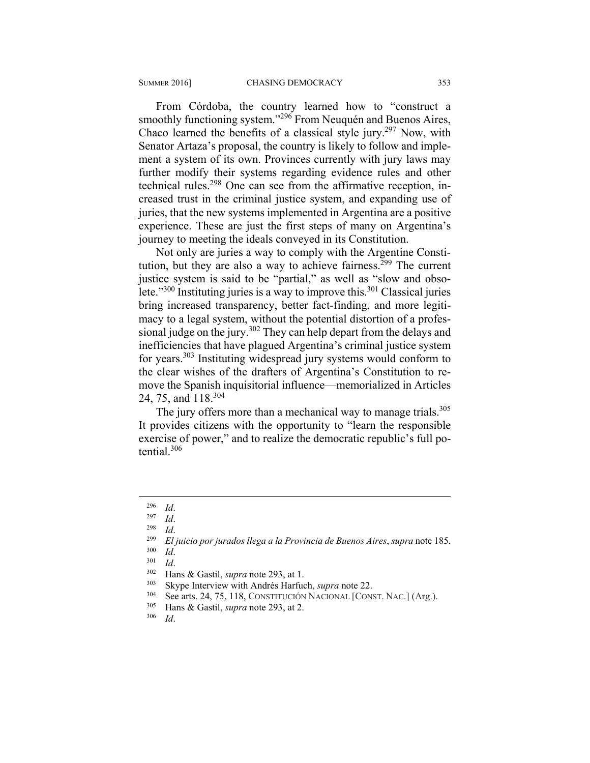From Córdoba, the country learned how to "construct a smoothly functioning system."[296] From Neuquén and Buenos Aires, Chaco learned the benefits of a classical style jury.[297] Now, with Senator Artaza's proposal, the country is likely to follow and implement a system of its own. Provinces currently with jury laws may further modify their systems regarding evidence rules and other technical rules.[298] One can see from the affirmative reception, increased trust in the criminal justice system, and expanding use of juries, that the new systems implemented in Argentina are a positive experience. These are just the first steps of many on Argentina's journey to meeting the ideals conveyed in its Constitution.

Not only are juries a way to comply with the Argentine Constitution, but they are also a way to achieve fairness.[299] The current justice system is said to be "partial," as well as "slow and obsolete."[300] Instituting juries is a way to improve this.[301] Classical juries bring increased transparency, better fact-finding, and more legitimacy to a legal system, without the potential distortion of a professional judge on the jury.[302] They can help depart from the delays and inefficiencies that have plagued Argentina's criminal justice system for years.[303] Instituting widespread jury systems would conform to the clear wishes of the drafters of Argentina's Constitution to remove the Spanish inquisitorial influence—memorialized in Articles 24, 75, and 118.[304]

The jury offers more than a mechanical way to manage trials.[305] It provides citizens with the opportunity to "learn the responsible exercise of power," and to realize the democratic republic's full potential.[306]

---

[296] *Id*.

[297] *Id*.

[298] *Id*.

[299] *El juicio por jurados llega a la Provincia de Buenos Aires*, *supra* note 185.

[300] *Id*.

[301] *Id*.

[302] Hans & Gastil, *supra* note 293, at 1.

[303] Skype Interview with Andrés Harfuch, *supra* note 22.

[304] See arts. 24, 75, 118, CONSTITUCIÓN NACIONAL [CONST. NAC.] (Arg.).

[305] Hans & Gastil, *supra* note 293, at 2.

[306] *Id*.